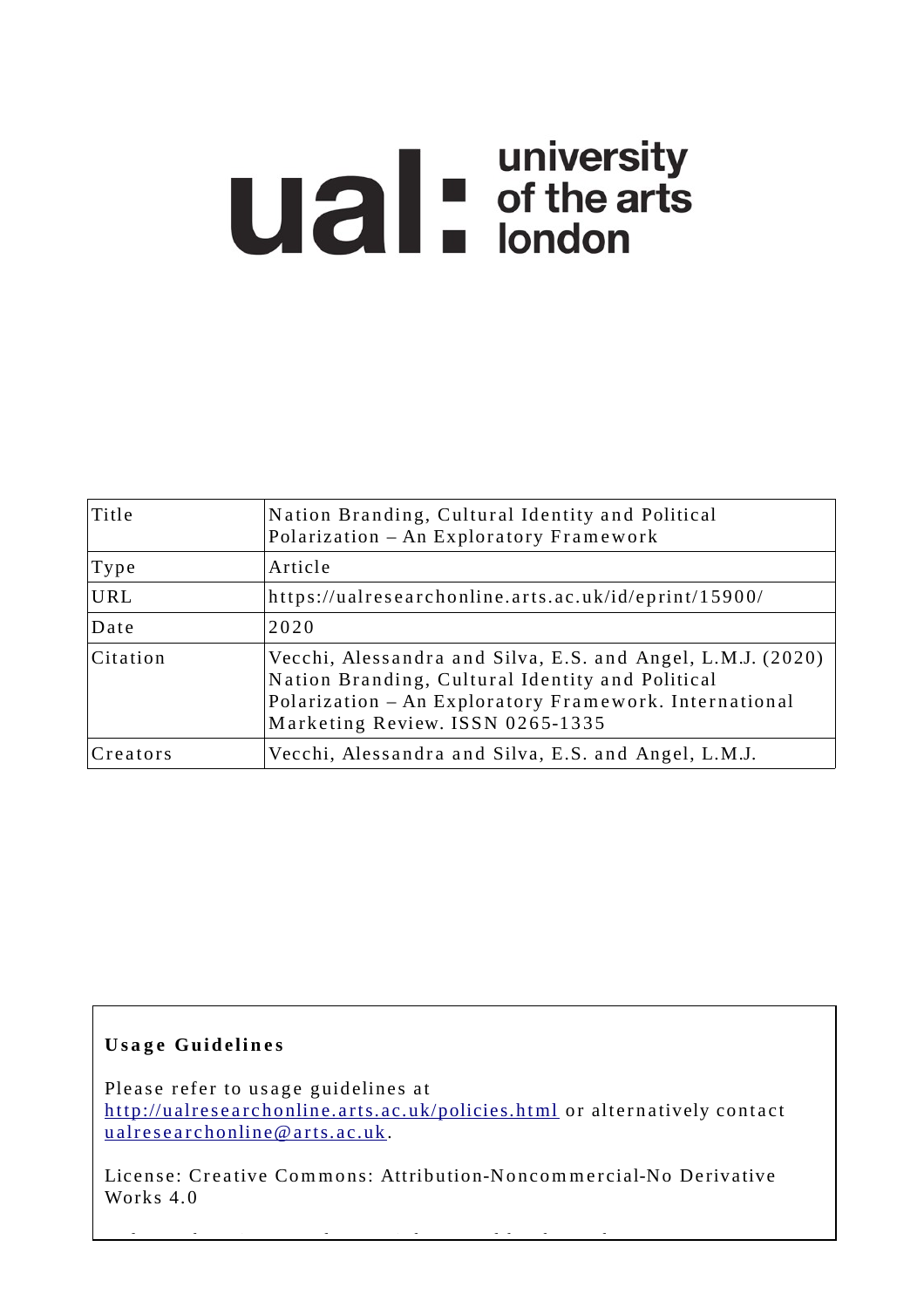ual: university of the arts london

| Title | Nation Branding, Cultural Identity and Political Polarization – An Exploratory Framework |
|---|---|
| Type | Article |
| URL | https://ualresearchonline.arts.ac.uk/id/eprint/15900/ |
| Date | 2020 |
| Citation | Vecchi, Alessandra and Silva, E.S. and Angel, L.M.J. (2020) Nation Branding, Cultural Identity and Political Polarization – An Exploratory Framework. International Marketing Review. ISSN 0265-1335 |
| Creators | Vecchi, Alessandra and Silva, E.S. and Angel, L.M.J. |

**Usage Guidelines**

Please refer to usage guidelines at http://ualresearchonline.arts.ac.uk/policies.html or alternatively contact ualresearchonline@arts.ac.uk.

License: Creative Commons: Attribution-Noncommercial-No Derivative Works 4.0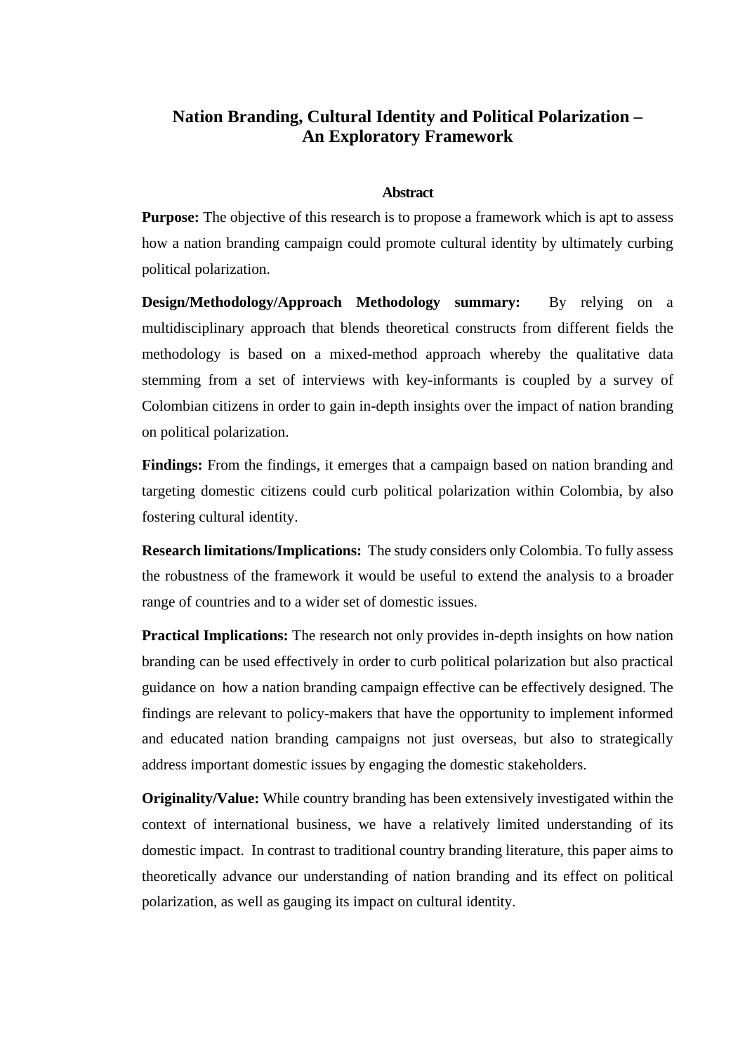# Nation Branding, Cultural Identity and Political Polarization – An Exploratory Framework

## Abstract

**Purpose:** The objective of this research is to propose a framework which is apt to assess how a nation branding campaign could promote cultural identity by ultimately curbing political polarization.

**Design/Methodology/Approach Methodology summary:** By relying on a multidisciplinary approach that blends theoretical constructs from different fields the methodology is based on a mixed-method approach whereby the qualitative data stemming from a set of interviews with key-informants is coupled by a survey of Colombian citizens in order to gain in-depth insights over the impact of nation branding on political polarization.

**Findings:** From the findings, it emerges that a campaign based on nation branding and targeting domestic citizens could curb political polarization within Colombia, by also fostering cultural identity.

**Research limitations/Implications:** The study considers only Colombia. To fully assess the robustness of the framework it would be useful to extend the analysis to a broader range of countries and to a wider set of domestic issues.

**Practical Implications:** The research not only provides in-depth insights on how nation branding can be used effectively in order to curb political polarization but also practical guidance on how a nation branding campaign effective can be effectively designed. The findings are relevant to policy-makers that have the opportunity to implement informed and educated nation branding campaigns not just overseas, but also to strategically address important domestic issues by engaging the domestic stakeholders.

**Originality/Value:** While country branding has been extensively investigated within the context of international business, we have a relatively limited understanding of its domestic impact. In contrast to traditional country branding literature, this paper aims to theoretically advance our understanding of nation branding and its effect on political polarization, as well as gauging its impact on cultural identity.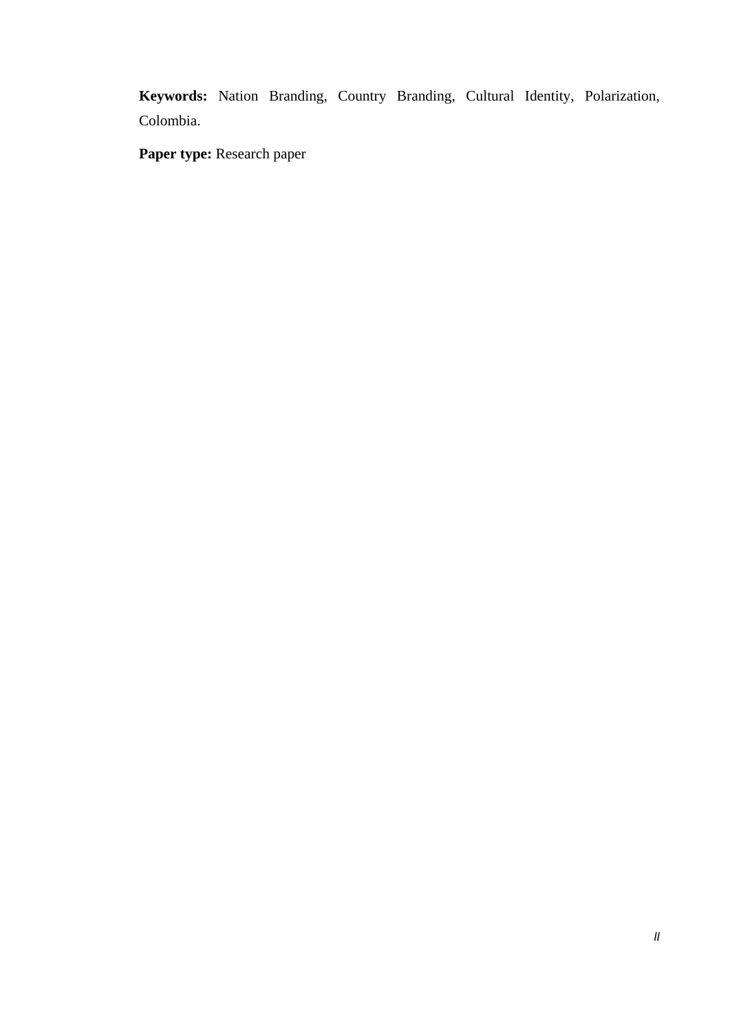**Keywords:** Nation Branding, Country Branding, Cultural Identity, Polarization, Colombia.

**Paper type:** Research paper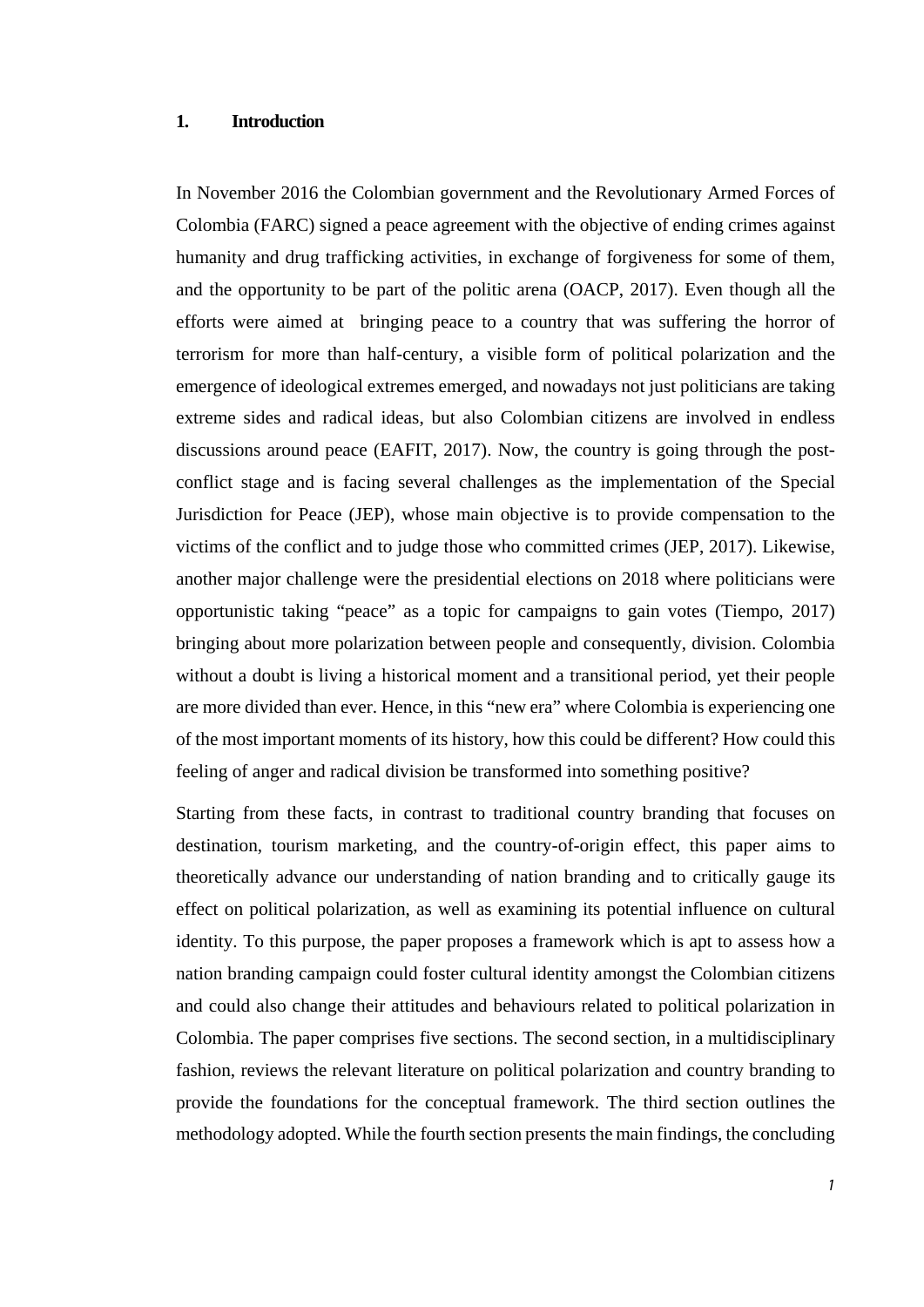## 1. Introduction

In November 2016 the Colombian government and the Revolutionary Armed Forces of Colombia (FARC) signed a peace agreement with the objective of ending crimes against humanity and drug trafficking activities, in exchange of forgiveness for some of them, and the opportunity to be part of the politic arena (OACP, 2017). Even though all the efforts were aimed at bringing peace to a country that was suffering the horror of terrorism for more than half-century, a visible form of political polarization and the emergence of ideological extremes emerged, and nowadays not just politicians are taking extreme sides and radical ideas, but also Colombian citizens are involved in endless discussions around peace (EAFIT, 2017). Now, the country is going through the post-conflict stage and is facing several challenges as the implementation of the Special Jurisdiction for Peace (JEP), whose main objective is to provide compensation to the victims of the conflict and to judge those who committed crimes (JEP, 2017). Likewise, another major challenge were the presidential elections on 2018 where politicians were opportunistic taking "peace" as a topic for campaigns to gain votes (Tiempo, 2017) bringing about more polarization between people and consequently, division. Colombia without a doubt is living a historical moment and a transitional period, yet their people are more divided than ever. Hence, in this "new era" where Colombia is experiencing one of the most important moments of its history, how this could be different? How could this feeling of anger and radical division be transformed into something positive?

Starting from these facts, in contrast to traditional country branding that focuses on destination, tourism marketing, and the country-of-origin effect, this paper aims to theoretically advance our understanding of nation branding and to critically gauge its effect on political polarization, as well as examining its potential influence on cultural identity. To this purpose, the paper proposes a framework which is apt to assess how a nation branding campaign could foster cultural identity amongst the Colombian citizens and could also change their attitudes and behaviours related to political polarization in Colombia. The paper comprises five sections. The second section, in a multidisciplinary fashion, reviews the relevant literature on political polarization and country branding to provide the foundations for the conceptual framework. The third section outlines the methodology adopted. While the fourth section presents the main findings, the concluding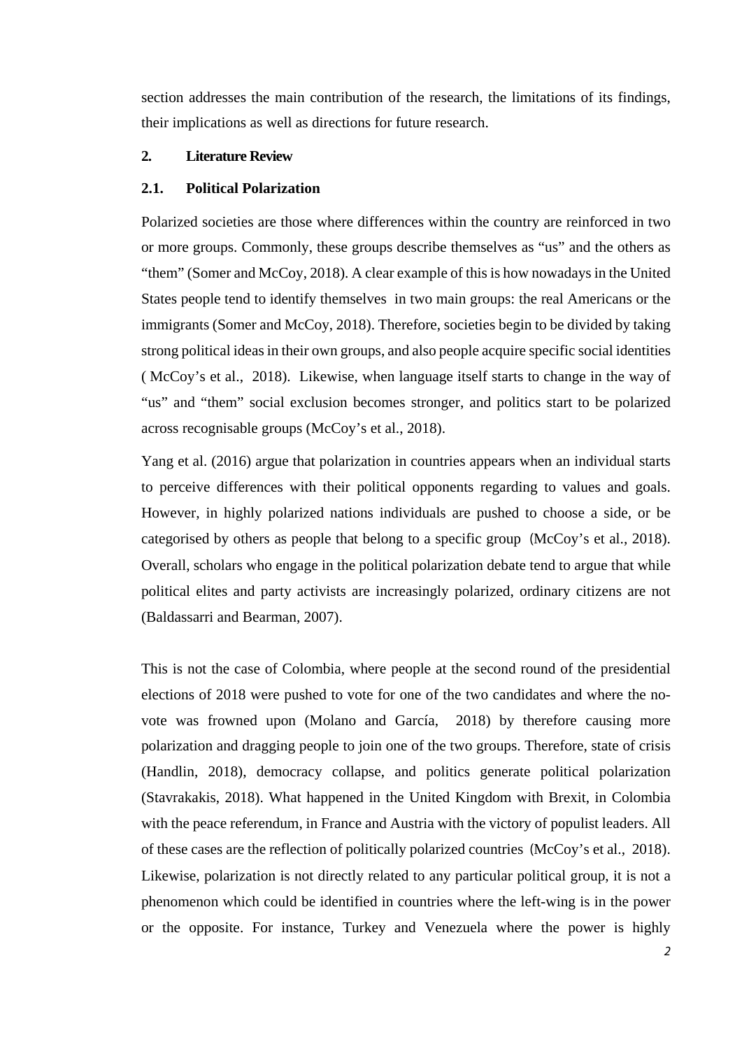section addresses the main contribution of the research, the limitations of its findings, their implications as well as directions for future research.

## 2. Literature Review

### 2.1. Political Polarization

Polarized societies are those where differences within the country are reinforced in two or more groups. Commonly, these groups describe themselves as "us" and the others as "them" (Somer and McCoy, 2018). A clear example of this is how nowadays in the United States people tend to identify themselves in two main groups: the real Americans or the immigrants (Somer and McCoy, 2018). Therefore, societies begin to be divided by taking strong political ideas in their own groups, and also people acquire specific social identities ( McCoy's et al., 2018). Likewise, when language itself starts to change in the way of "us" and "them" social exclusion becomes stronger, and politics start to be polarized across recognisable groups (McCoy's et al., 2018).

Yang et al. (2016) argue that polarization in countries appears when an individual starts to perceive differences with their political opponents regarding to values and goals. However, in highly polarized nations individuals are pushed to choose a side, or be categorised by others as people that belong to a specific group (McCoy's et al., 2018). Overall, scholars who engage in the political polarization debate tend to argue that while political elites and party activists are increasingly polarized, ordinary citizens are not (Baldassarri and Bearman, 2007).

This is not the case of Colombia, where people at the second round of the presidential elections of 2018 were pushed to vote for one of the two candidates and where the no-vote was frowned upon (Molano and García, 2018) by therefore causing more polarization and dragging people to join one of the two groups. Therefore, state of crisis (Handlin, 2018), democracy collapse, and politics generate political polarization (Stavrakakis, 2018). What happened in the United Kingdom with Brexit, in Colombia with the peace referendum, in France and Austria with the victory of populist leaders. All of these cases are the reflection of politically polarized countries (McCoy's et al., 2018). Likewise, polarization is not directly related to any particular political group, it is not a phenomenon which could be identified in countries where the left-wing is in the power or the opposite. For instance, Turkey and Venezuela where the power is highly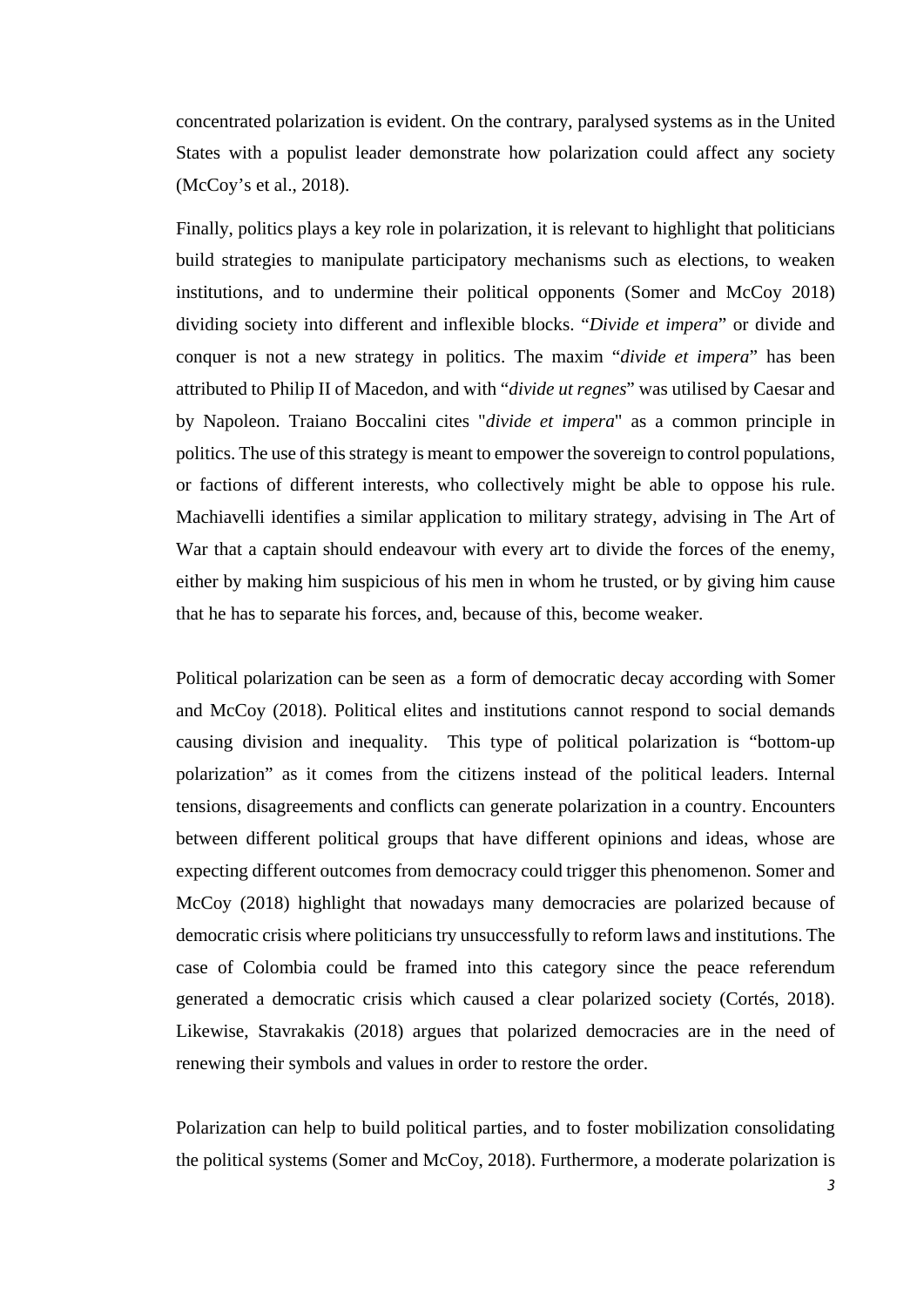concentrated polarization is evident. On the contrary, paralysed systems as in the United States with a populist leader demonstrate how polarization could affect any society (McCoy's et al., 2018).

Finally, politics plays a key role in polarization, it is relevant to highlight that politicians build strategies to manipulate participatory mechanisms such as elections, to weaken institutions, and to undermine their political opponents (Somer and McCoy 2018) dividing society into different and inflexible blocks. "*Divide et impera*" or divide and conquer is not a new strategy in politics. The maxim "*divide et impera*" has been attributed to Philip II of Macedon, and with "*divide ut regnes*" was utilised by Caesar and by Napoleon. Traiano Boccalini cites "*divide et impera*" as a common principle in politics. The use of this strategy is meant to empower the sovereign to control populations, or factions of different interests, who collectively might be able to oppose his rule. Machiavelli identifies a similar application to military strategy, advising in The Art of War that a captain should endeavour with every art to divide the forces of the enemy, either by making him suspicious of his men in whom he trusted, or by giving him cause that he has to separate his forces, and, because of this, become weaker.

Political polarization can be seen as a form of democratic decay according with Somer and McCoy (2018). Political elites and institutions cannot respond to social demands causing division and inequality. This type of political polarization is "bottom-up polarization" as it comes from the citizens instead of the political leaders. Internal tensions, disagreements and conflicts can generate polarization in a country. Encounters between different political groups that have different opinions and ideas, whose are expecting different outcomes from democracy could trigger this phenomenon. Somer and McCoy (2018) highlight that nowadays many democracies are polarized because of democratic crisis where politicians try unsuccessfully to reform laws and institutions. The case of Colombia could be framed into this category since the peace referendum generated a democratic crisis which caused a clear polarized society (Cortés, 2018). Likewise, Stavrakakis (2018) argues that polarized democracies are in the need of renewing their symbols and values in order to restore the order.

Polarization can help to build political parties, and to foster mobilization consolidating the political systems (Somer and McCoy, 2018). Furthermore, a moderate polarization is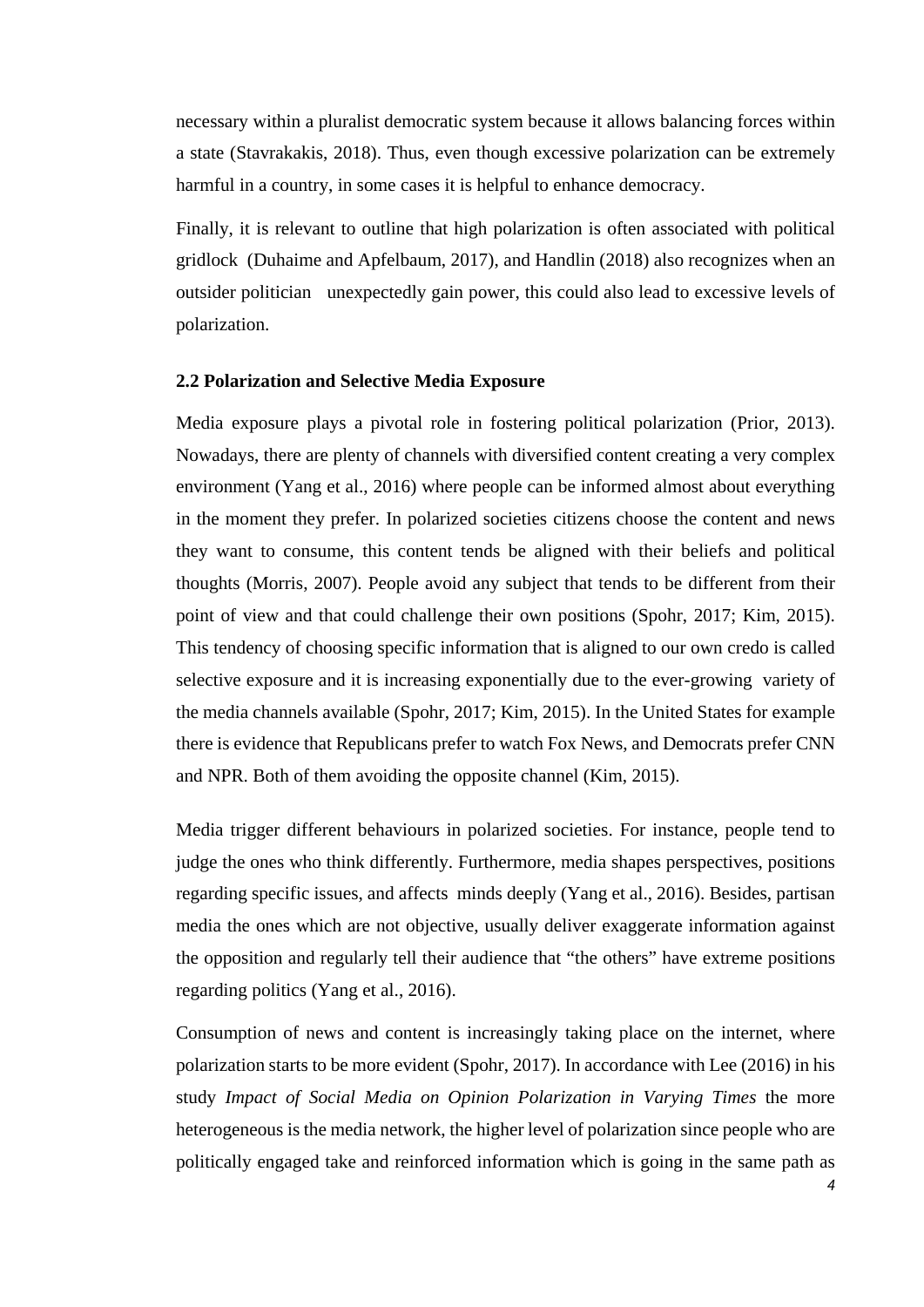necessary within a pluralist democratic system because it allows balancing forces within a state (Stavrakakis, 2018). Thus, even though excessive polarization can be extremely harmful in a country, in some cases it is helpful to enhance democracy.

Finally, it is relevant to outline that high polarization is often associated with political gridlock (Duhaime and Apfelbaum, 2017), and Handlin (2018) also recognizes when an outsider politician unexpectedly gain power, this could also lead to excessive levels of polarization.

### 2.2 Polarization and Selective Media Exposure

Media exposure plays a pivotal role in fostering political polarization (Prior, 2013). Nowadays, there are plenty of channels with diversified content creating a very complex environment (Yang et al., 2016) where people can be informed almost about everything in the moment they prefer. In polarized societies citizens choose the content and news they want to consume, this content tends be aligned with their beliefs and political thoughts (Morris, 2007). People avoid any subject that tends to be different from their point of view and that could challenge their own positions (Spohr, 2017; Kim, 2015). This tendency of choosing specific information that is aligned to our own credo is called selective exposure and it is increasing exponentially due to the ever-growing variety of the media channels available (Spohr, 2017; Kim, 2015). In the United States for example there is evidence that Republicans prefer to watch Fox News, and Democrats prefer CNN and NPR. Both of them avoiding the opposite channel (Kim, 2015).

Media trigger different behaviours in polarized societies. For instance, people tend to judge the ones who think differently. Furthermore, media shapes perspectives, positions regarding specific issues, and affects minds deeply (Yang et al., 2016). Besides, partisan media the ones which are not objective, usually deliver exaggerate information against the opposition and regularly tell their audience that "the others" have extreme positions regarding politics (Yang et al., 2016).

Consumption of news and content is increasingly taking place on the internet, where polarization starts to be more evident (Spohr, 2017). In accordance with Lee (2016) in his study *Impact of Social Media on Opinion Polarization in Varying Times* the more heterogeneous is the media network, the higher level of polarization since people who are politically engaged take and reinforced information which is going in the same path as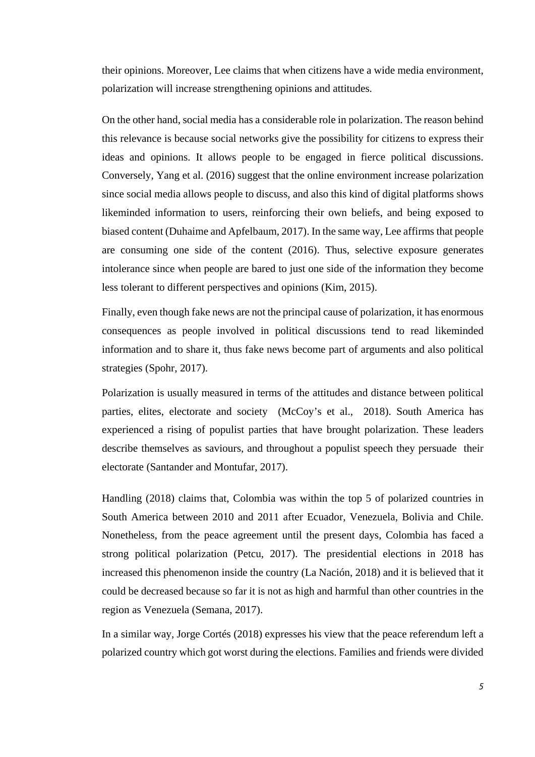their opinions. Moreover, Lee claims that when citizens have a wide media environment, polarization will increase strengthening opinions and attitudes.

On the other hand, social media has a considerable role in polarization. The reason behind this relevance is because social networks give the possibility for citizens to express their ideas and opinions. It allows people to be engaged in fierce political discussions. Conversely, Yang et al. (2016) suggest that the online environment increase polarization since social media allows people to discuss, and also this kind of digital platforms shows likeminded information to users, reinforcing their own beliefs, and being exposed to biased content (Duhaime and Apfelbaum, 2017). In the same way, Lee affirms that people are consuming one side of the content (2016). Thus, selective exposure generates intolerance since when people are bared to just one side of the information they become less tolerant to different perspectives and opinions (Kim, 2015).

Finally, even though fake news are not the principal cause of polarization, it has enormous consequences as people involved in political discussions tend to read likeminded information and to share it, thus fake news become part of arguments and also political strategies (Spohr, 2017).

Polarization is usually measured in terms of the attitudes and distance between political parties, elites, electorate and society (McCoy's et al., 2018). South America has experienced a rising of populist parties that have brought polarization. These leaders describe themselves as saviours, and throughout a populist speech they persuade their electorate (Santander and Montufar, 2017).

Handling (2018) claims that, Colombia was within the top 5 of polarized countries in South America between 2010 and 2011 after Ecuador, Venezuela, Bolivia and Chile. Nonetheless, from the peace agreement until the present days, Colombia has faced a strong political polarization (Petcu, 2017). The presidential elections in 2018 has increased this phenomenon inside the country (La Nación, 2018) and it is believed that it could be decreased because so far it is not as high and harmful than other countries in the region as Venezuela (Semana, 2017).

In a similar way, Jorge Cortés (2018) expresses his view that the peace referendum left a polarized country which got worst during the elections. Families and friends were divided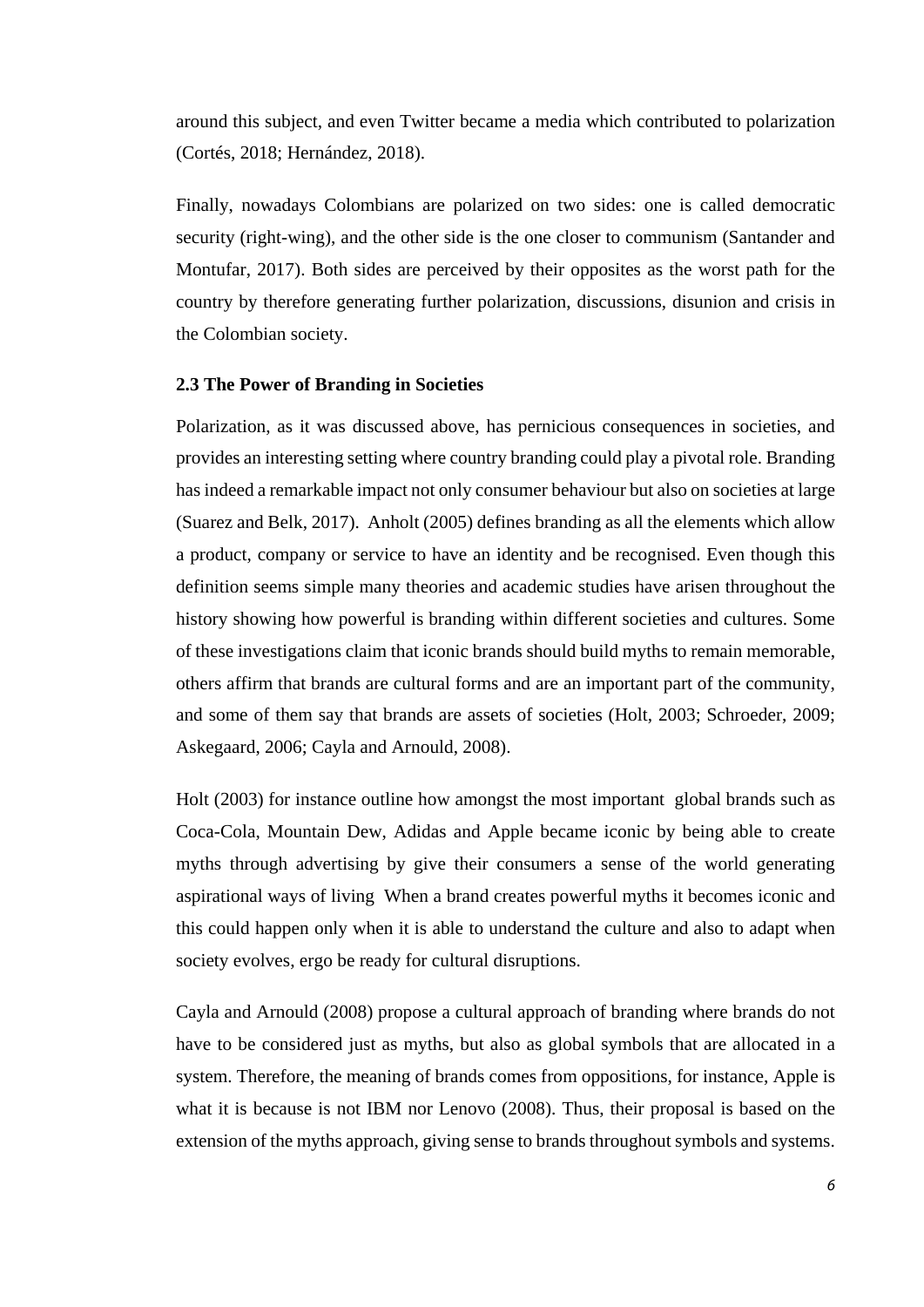around this subject, and even Twitter became a media which contributed to polarization (Cortés, 2018; Hernández, 2018).

Finally, nowadays Colombians are polarized on two sides: one is called democratic security (right-wing), and the other side is the one closer to communism (Santander and Montufar, 2017). Both sides are perceived by their opposites as the worst path for the country by therefore generating further polarization, discussions, disunion and crisis in the Colombian society.

### 2.3 The Power of Branding in Societies

Polarization, as it was discussed above, has pernicious consequences in societies, and provides an interesting setting where country branding could play a pivotal role. Branding has indeed a remarkable impact not only consumer behaviour but also on societies at large (Suarez and Belk, 2017). Anholt (2005) defines branding as all the elements which allow a product, company or service to have an identity and be recognised. Even though this definition seems simple many theories and academic studies have arisen throughout the history showing how powerful is branding within different societies and cultures. Some of these investigations claim that iconic brands should build myths to remain memorable, others affirm that brands are cultural forms and are an important part of the community, and some of them say that brands are assets of societies (Holt, 2003; Schroeder, 2009; Askegaard, 2006; Cayla and Arnould, 2008).

Holt (2003) for instance outline how amongst the most important global brands such as Coca-Cola, Mountain Dew, Adidas and Apple became iconic by being able to create myths through advertising by give their consumers a sense of the world generating aspirational ways of living When a brand creates powerful myths it becomes iconic and this could happen only when it is able to understand the culture and also to adapt when society evolves, ergo be ready for cultural disruptions.

Cayla and Arnould (2008) propose a cultural approach of branding where brands do not have to be considered just as myths, but also as global symbols that are allocated in a system. Therefore, the meaning of brands comes from oppositions, for instance, Apple is what it is because is not IBM nor Lenovo (2008). Thus, their proposal is based on the extension of the myths approach, giving sense to brands throughout symbols and systems.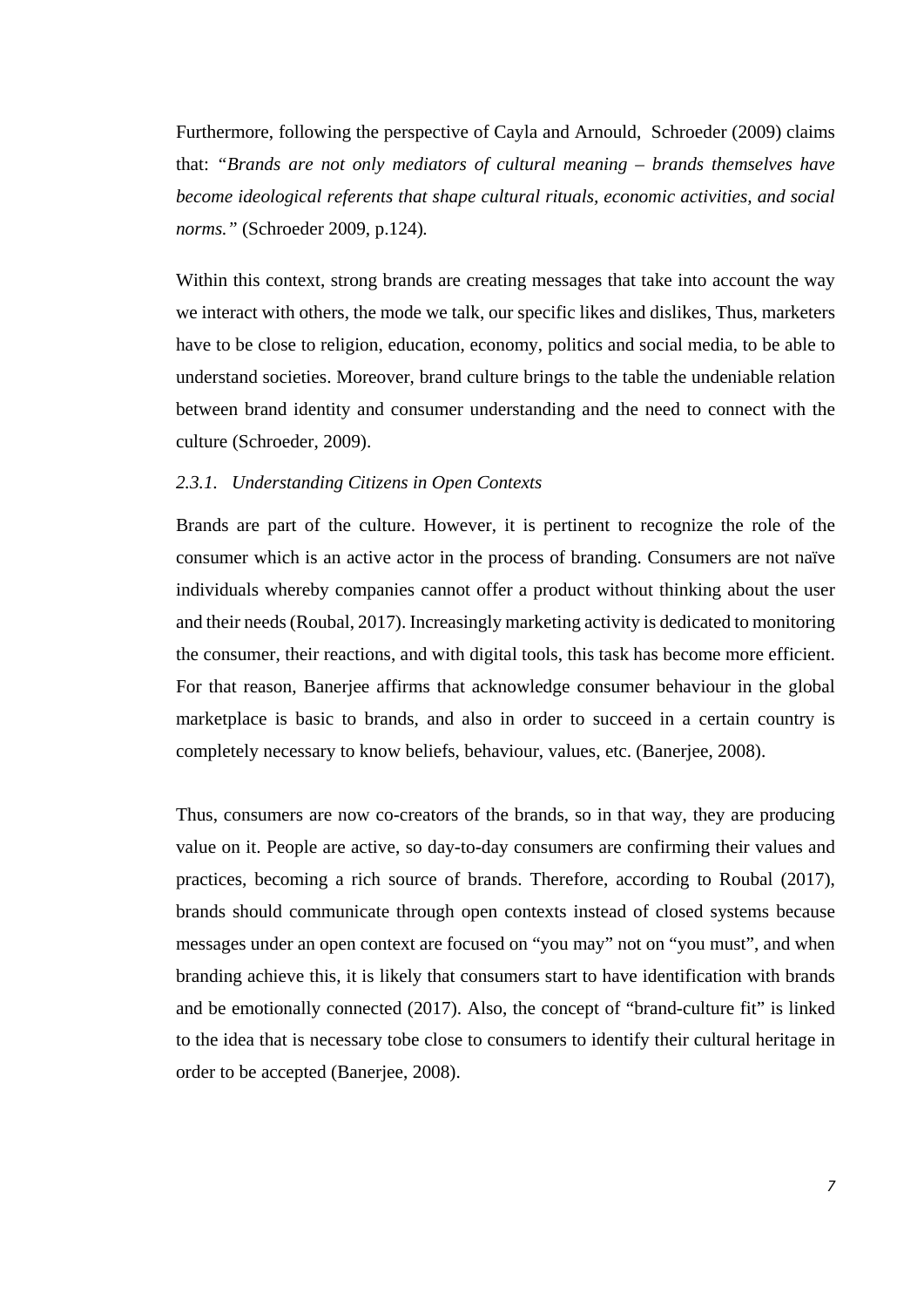Furthermore, following the perspective of Cayla and Arnould, Schroeder (2009) claims that: *"Brands are not only mediators of cultural meaning – brands themselves have become ideological referents that shape cultural rituals, economic activities, and social norms."* (Schroeder 2009, p.124).

Within this context, strong brands are creating messages that take into account the way we interact with others, the mode we talk, our specific likes and dislikes, Thus, marketers have to be close to religion, education, economy, politics and social media, to be able to understand societies. Moreover, brand culture brings to the table the undeniable relation between brand identity and consumer understanding and the need to connect with the culture (Schroeder, 2009).

### *2.3.1. Understanding Citizens in Open Contexts*

Brands are part of the culture. However, it is pertinent to recognize the role of the consumer which is an active actor in the process of branding. Consumers are not naïve individuals whereby companies cannot offer a product without thinking about the user and their needs (Roubal, 2017). Increasingly marketing activity is dedicated to monitoring the consumer, their reactions, and with digital tools, this task has become more efficient. For that reason, Banerjee affirms that acknowledge consumer behaviour in the global marketplace is basic to brands, and also in order to succeed in a certain country is completely necessary to know beliefs, behaviour, values, etc. (Banerjee, 2008).

Thus, consumers are now co-creators of the brands, so in that way, they are producing value on it. People are active, so day-to-day consumers are confirming their values and practices, becoming a rich source of brands. Therefore, according to Roubal (2017), brands should communicate through open contexts instead of closed systems because messages under an open context are focused on "you may" not on "you must", and when branding achieve this, it is likely that consumers start to have identification with brands and be emotionally connected (2017). Also, the concept of "brand-culture fit" is linked to the idea that is necessary tobe close to consumers to identify their cultural heritage in order to be accepted (Banerjee, 2008).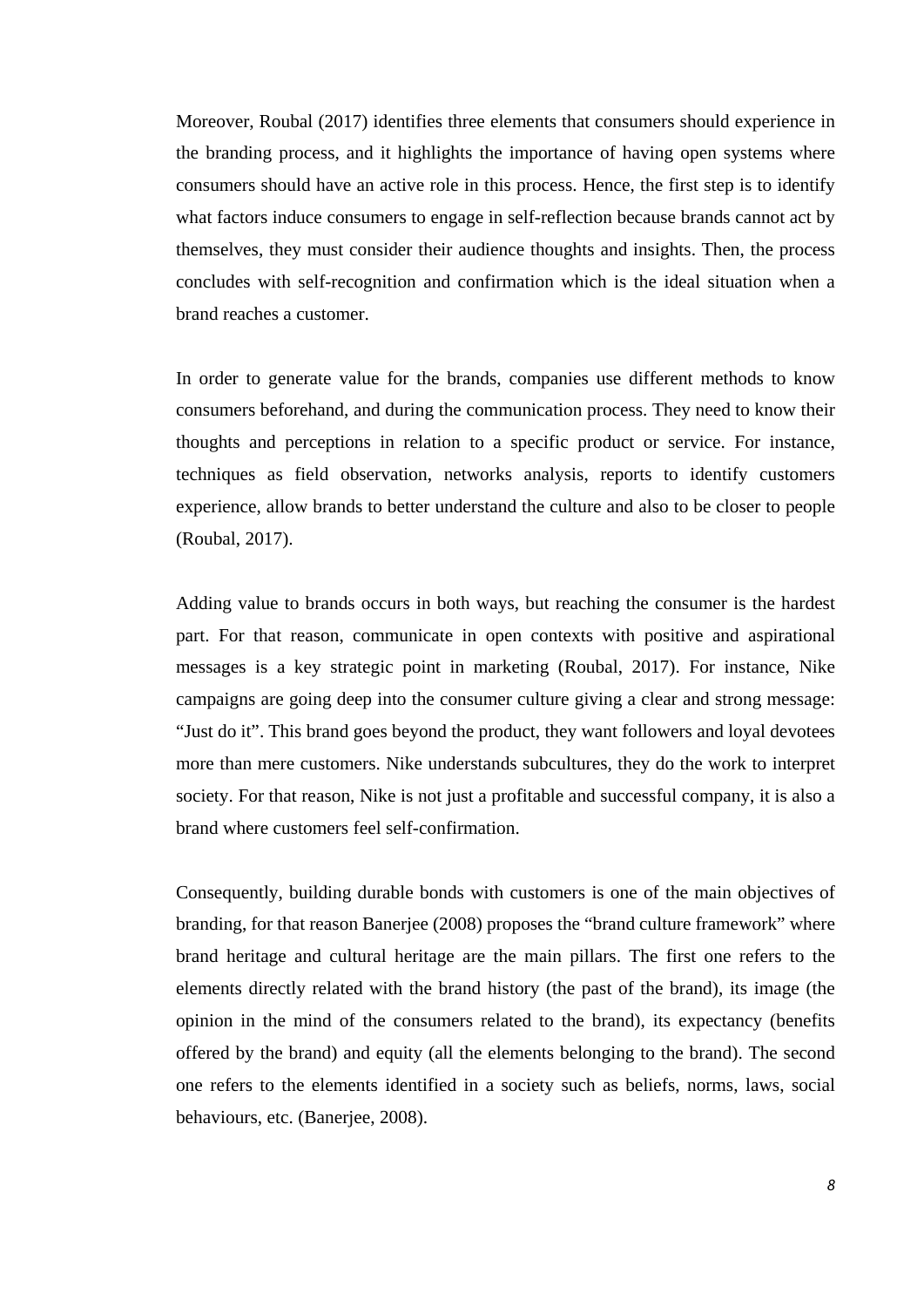Moreover, Roubal (2017) identifies three elements that consumers should experience in the branding process, and it highlights the importance of having open systems where consumers should have an active role in this process. Hence, the first step is to identify what factors induce consumers to engage in self-reflection because brands cannot act by themselves, they must consider their audience thoughts and insights. Then, the process concludes with self-recognition and confirmation which is the ideal situation when a brand reaches a customer.

In order to generate value for the brands, companies use different methods to know consumers beforehand, and during the communication process. They need to know their thoughts and perceptions in relation to a specific product or service. For instance, techniques as field observation, networks analysis, reports to identify customers experience, allow brands to better understand the culture and also to be closer to people (Roubal, 2017).

Adding value to brands occurs in both ways, but reaching the consumer is the hardest part. For that reason, communicate in open contexts with positive and aspirational messages is a key strategic point in marketing (Roubal, 2017). For instance, Nike campaigns are going deep into the consumer culture giving a clear and strong message: "Just do it". This brand goes beyond the product, they want followers and loyal devotees more than mere customers. Nike understands subcultures, they do the work to interpret society. For that reason, Nike is not just a profitable and successful company, it is also a brand where customers feel self-confirmation.

Consequently, building durable bonds with customers is one of the main objectives of branding, for that reason Banerjee (2008) proposes the "brand culture framework" where brand heritage and cultural heritage are the main pillars. The first one refers to the elements directly related with the brand history (the past of the brand), its image (the opinion in the mind of the consumers related to the brand), its expectancy (benefits offered by the brand) and equity (all the elements belonging to the brand). The second one refers to the elements identified in a society such as beliefs, norms, laws, social behaviours, etc. (Banerjee, 2008).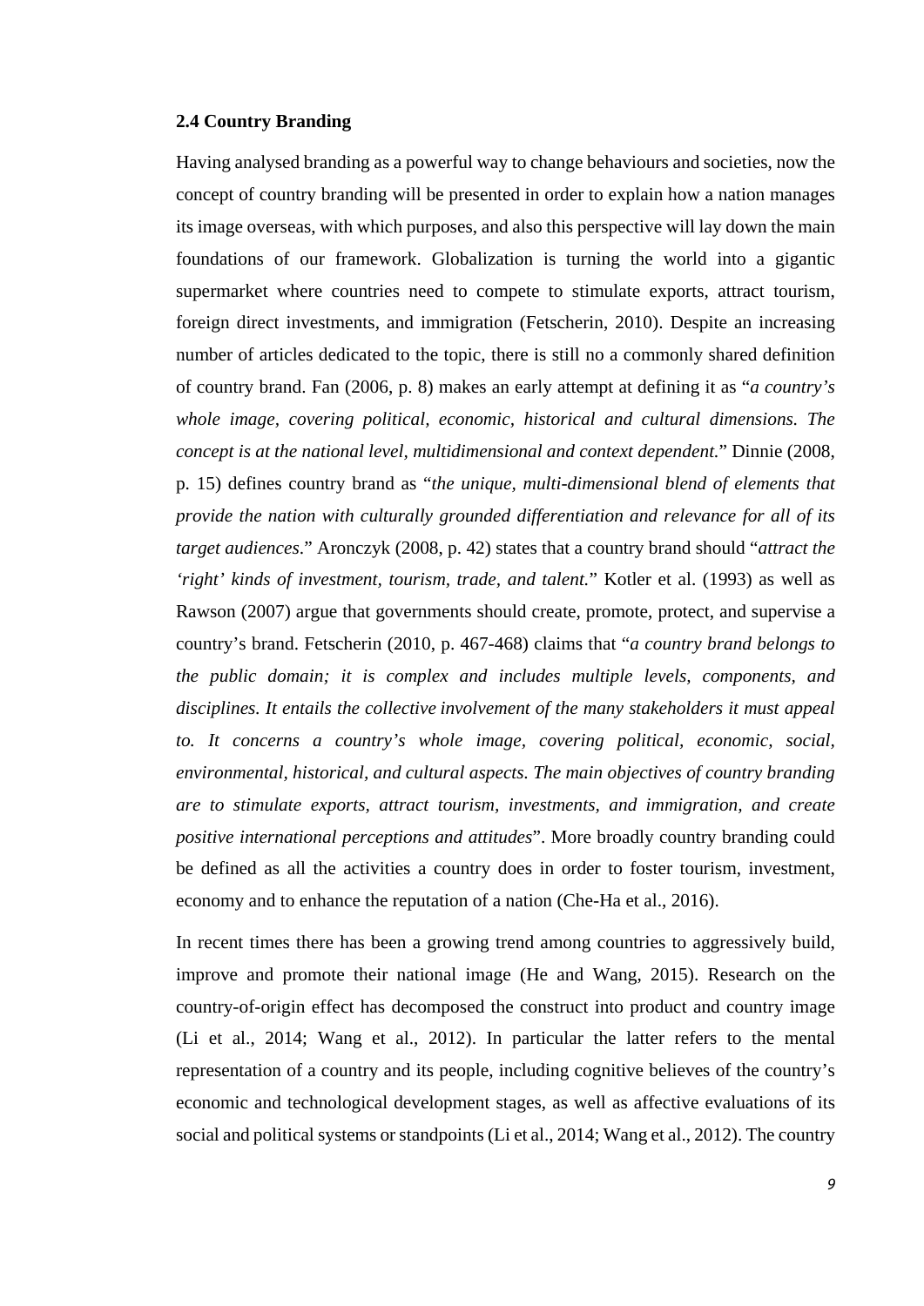### 2.4 Country Branding

Having analysed branding as a powerful way to change behaviours and societies, now the concept of country branding will be presented in order to explain how a nation manages its image overseas, with which purposes, and also this perspective will lay down the main foundations of our framework. Globalization is turning the world into a gigantic supermarket where countries need to compete to stimulate exports, attract tourism, foreign direct investments, and immigration (Fetscherin, 2010). Despite an increasing number of articles dedicated to the topic, there is still no a commonly shared definition of country brand. Fan (2006, p. 8) makes an early attempt at defining it as "*a country's whole image, covering political, economic, historical and cultural dimensions. The concept is at the national level, multidimensional and context dependent.*" Dinnie (2008, p. 15) defines country brand as "*the unique, multi-dimensional blend of elements that provide the nation with culturally grounded differentiation and relevance for all of its target audiences*." Aronczyk (2008, p. 42) states that a country brand should "*attract the 'right' kinds of investment, tourism, trade, and talent.*" Kotler et al. (1993) as well as Rawson (2007) argue that governments should create, promote, protect, and supervise a country's brand. Fetscherin (2010, p. 467-468) claims that "*a country brand belongs to the public domain; it is complex and includes multiple levels, components, and disciplines. It entails the collective involvement of the many stakeholders it must appeal to. It concerns a country's whole image, covering political, economic, social, environmental, historical, and cultural aspects. The main objectives of country branding are to stimulate exports, attract tourism, investments, and immigration, and create positive international perceptions and attitudes*". More broadly country branding could be defined as all the activities a country does in order to foster tourism, investment, economy and to enhance the reputation of a nation (Che-Ha et al., 2016).

In recent times there has been a growing trend among countries to aggressively build, improve and promote their national image (He and Wang, 2015). Research on the country-of-origin effect has decomposed the construct into product and country image (Li et al., 2014; Wang et al., 2012). In particular the latter refers to the mental representation of a country and its people, including cognitive believes of the country's economic and technological development stages, as well as affective evaluations of its social and political systems or standpoints (Li et al., 2014; Wang et al., 2012). The country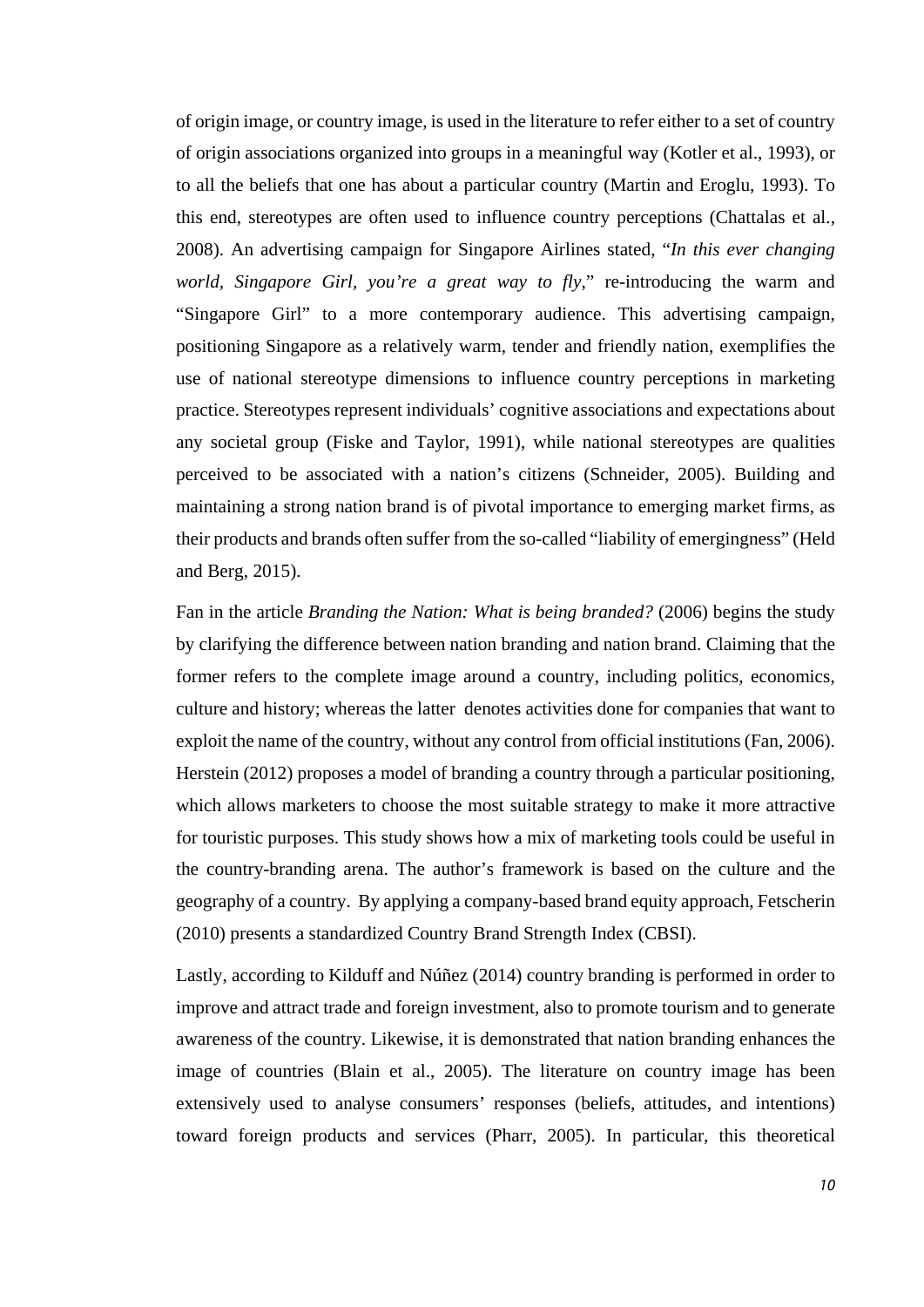of origin image, or country image, is used in the literature to refer either to a set of country of origin associations organized into groups in a meaningful way (Kotler et al., 1993), or to all the beliefs that one has about a particular country (Martin and Eroglu, 1993). To this end, stereotypes are often used to influence country perceptions (Chattalas et al., 2008). An advertising campaign for Singapore Airlines stated, "*In this ever changing world, Singapore Girl, you're a great way to fly*," re-introducing the warm and "Singapore Girl" to a more contemporary audience. This advertising campaign, positioning Singapore as a relatively warm, tender and friendly nation, exemplifies the use of national stereotype dimensions to influence country perceptions in marketing practice. Stereotypes represent individuals' cognitive associations and expectations about any societal group (Fiske and Taylor, 1991), while national stereotypes are qualities perceived to be associated with a nation's citizens (Schneider, 2005). Building and maintaining a strong nation brand is of pivotal importance to emerging market firms, as their products and brands often suffer from the so-called "liability of emergingness" (Held and Berg, 2015).

Fan in the article *Branding the Nation: What is being branded?* (2006) begins the study by clarifying the difference between nation branding and nation brand. Claiming that the former refers to the complete image around a country, including politics, economics, culture and history; whereas the latter denotes activities done for companies that want to exploit the name of the country, without any control from official institutions (Fan, 2006). Herstein (2012) proposes a model of branding a country through a particular positioning, which allows marketers to choose the most suitable strategy to make it more attractive for touristic purposes. This study shows how a mix of marketing tools could be useful in the country-branding arena. The author's framework is based on the culture and the geography of a country. By applying a company-based brand equity approach, Fetscherin (2010) presents a standardized Country Brand Strength Index (CBSI).

Lastly, according to Kilduff and Núñez (2014) country branding is performed in order to improve and attract trade and foreign investment, also to promote tourism and to generate awareness of the country. Likewise, it is demonstrated that nation branding enhances the image of countries (Blain et al., 2005). The literature on country image has been extensively used to analyse consumers' responses (beliefs, attitudes, and intentions) toward foreign products and services (Pharr, 2005). In particular, this theoretical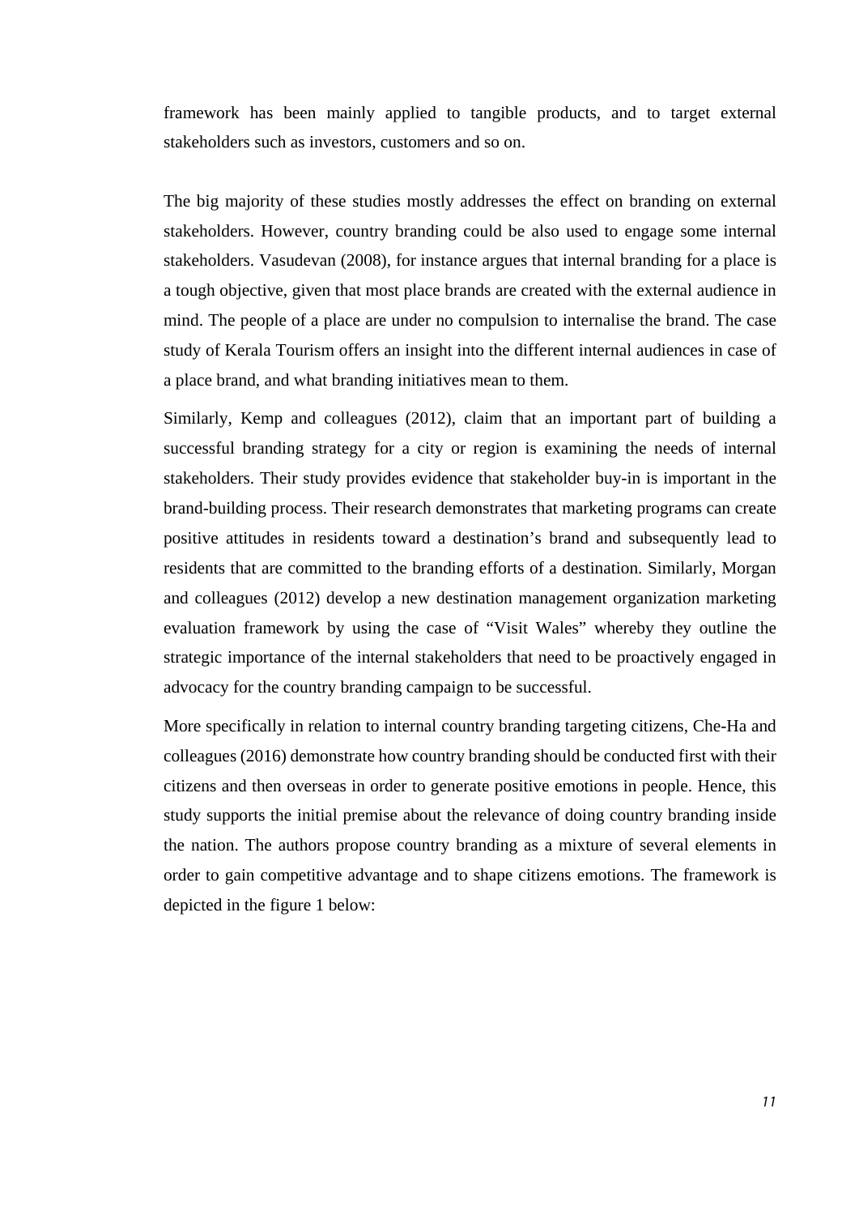framework has been mainly applied to tangible products, and to target external stakeholders such as investors, customers and so on.

The big majority of these studies mostly addresses the effect on branding on external stakeholders. However, country branding could be also used to engage some internal stakeholders. Vasudevan (2008), for instance argues that internal branding for a place is a tough objective, given that most place brands are created with the external audience in mind. The people of a place are under no compulsion to internalise the brand. The case study of Kerala Tourism offers an insight into the different internal audiences in case of a place brand, and what branding initiatives mean to them.

Similarly, Kemp and colleagues (2012), claim that an important part of building a successful branding strategy for a city or region is examining the needs of internal stakeholders. Their study provides evidence that stakeholder buy-in is important in the brand-building process. Their research demonstrates that marketing programs can create positive attitudes in residents toward a destination's brand and subsequently lead to residents that are committed to the branding efforts of a destination. Similarly, Morgan and colleagues (2012) develop a new destination management organization marketing evaluation framework by using the case of "Visit Wales" whereby they outline the strategic importance of the internal stakeholders that need to be proactively engaged in advocacy for the country branding campaign to be successful.

More specifically in relation to internal country branding targeting citizens, Che-Ha and colleagues (2016) demonstrate how country branding should be conducted first with their citizens and then overseas in order to generate positive emotions in people. Hence, this study supports the initial premise about the relevance of doing country branding inside the nation. The authors propose country branding as a mixture of several elements in order to gain competitive advantage and to shape citizens emotions. The framework is depicted in the figure 1 below: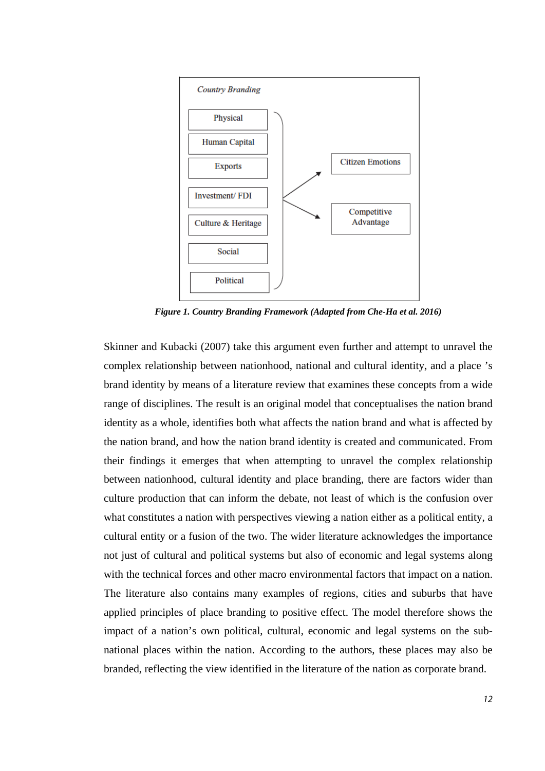Country Branding

- Physical
- Human Capital
- Exports
- Investment/ FDI
- Culture & Heritage
- Social
- Political

→ Citizen Emotions

→ Competitive Advantage

*Figure 1. Country Branding Framework (Adapted from Che-Ha et al. 2016)*

Skinner and Kubacki (2007) take this argument even further and attempt to unravel the complex relationship between nationhood, national and cultural identity, and a place 's brand identity by means of a literature review that examines these concepts from a wide range of disciplines. The result is an original model that conceptualises the nation brand identity as a whole, identifies both what affects the nation brand and what is affected by the nation brand, and how the nation brand identity is created and communicated. From their findings it emerges that when attempting to unravel the complex relationship between nationhood, cultural identity and place branding, there are factors wider than culture production that can inform the debate, not least of which is the confusion over what constitutes a nation with perspectives viewing a nation either as a political entity, a cultural entity or a fusion of the two. The wider literature acknowledges the importance not just of cultural and political systems but also of economic and legal systems along with the technical forces and other macro environmental factors that impact on a nation. The literature also contains many examples of regions, cities and suburbs that have applied principles of place branding to positive effect. The model therefore shows the impact of a nation's own political, cultural, economic and legal systems on the sub-national places within the nation. According to the authors, these places may also be branded, reflecting the view identified in the literature of the nation as corporate brand.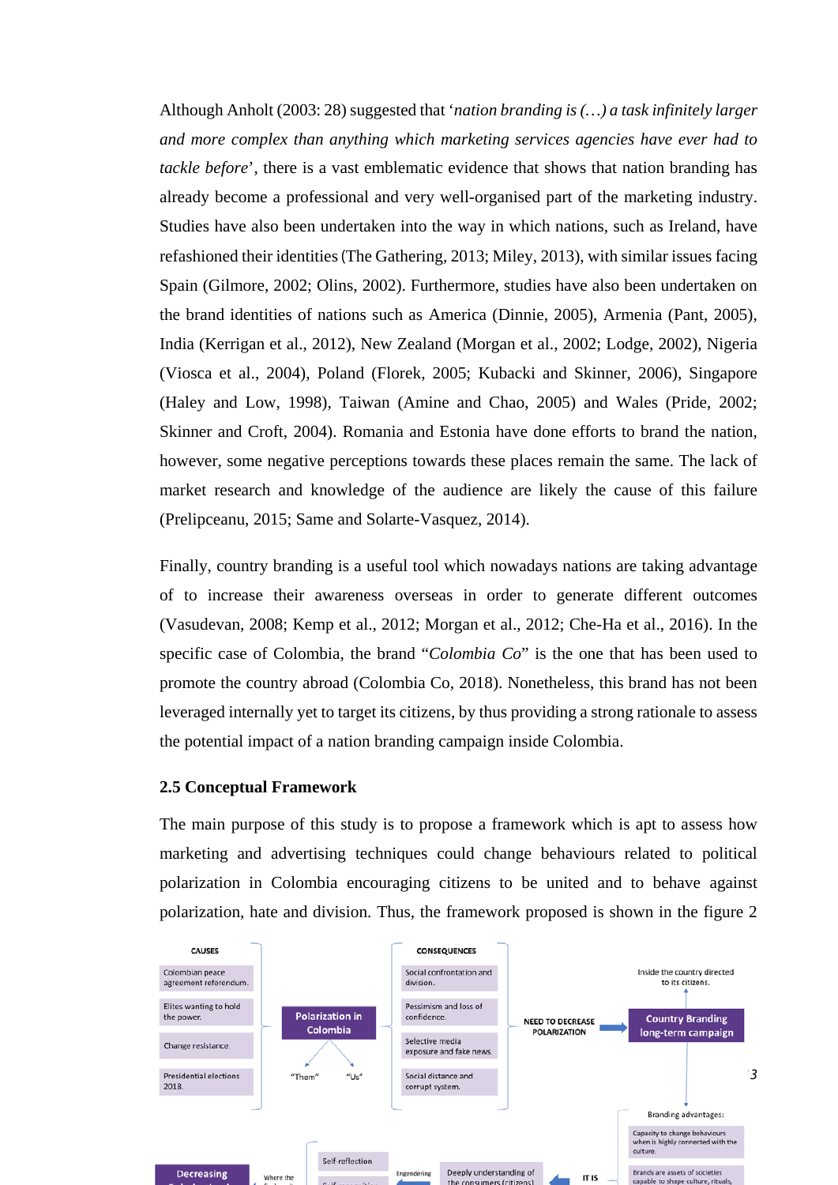Although Anholt (2003: 28) suggested that ‘*nation branding is (…) a task infinitely larger and more complex than anything which marketing services agencies have ever had to tackle before*’, there is a vast emblematic evidence that shows that nation branding has already become a professional and very well-organised part of the marketing industry. Studies have also been undertaken into the way in which nations, such as Ireland, have refashioned their identities (The Gathering, 2013; Miley, 2013), with similar issues facing Spain (Gilmore, 2002; Olins, 2002). Furthermore, studies have also been undertaken on the brand identities of nations such as America (Dinnie, 2005), Armenia (Pant, 2005), India (Kerrigan et al., 2012), New Zealand (Morgan et al., 2002; Lodge, 2002), Nigeria (Viosca et al., 2004), Poland (Florek, 2005; Kubacki and Skinner, 2006), Singapore (Haley and Low, 1998), Taiwan (Amine and Chao, 2005) and Wales (Pride, 2002; Skinner and Croft, 2004). Romania and Estonia have done efforts to brand the nation, however, some negative perceptions towards these places remain the same. The lack of market research and knowledge of the audience are likely the cause of this failure (Prelipceanu, 2015; Same and Solarte-Vasquez, 2014).

Finally, country branding is a useful tool which nowadays nations are taking advantage of to increase their awareness overseas in order to generate different outcomes (Vasudevan, 2008; Kemp et al., 2012; Morgan et al., 2012; Che-Ha et al., 2016). In the specific case of Colombia, the brand “*Colombia Co*” is the one that has been used to promote the country abroad (Colombia Co, 2018). Nonetheless, this brand has not been leveraged internally yet to target its citizens, by thus providing a strong rationale to assess the potential impact of a nation branding campaign inside Colombia.

### 2.5 Conceptual Framework

The main purpose of this study is to propose a framework which is apt to assess how marketing and advertising techniques could change behaviours related to political polarization in Colombia encouraging citizens to be united and to behave against polarization, hate and division. Thus, the framework proposed is shown in the figure 2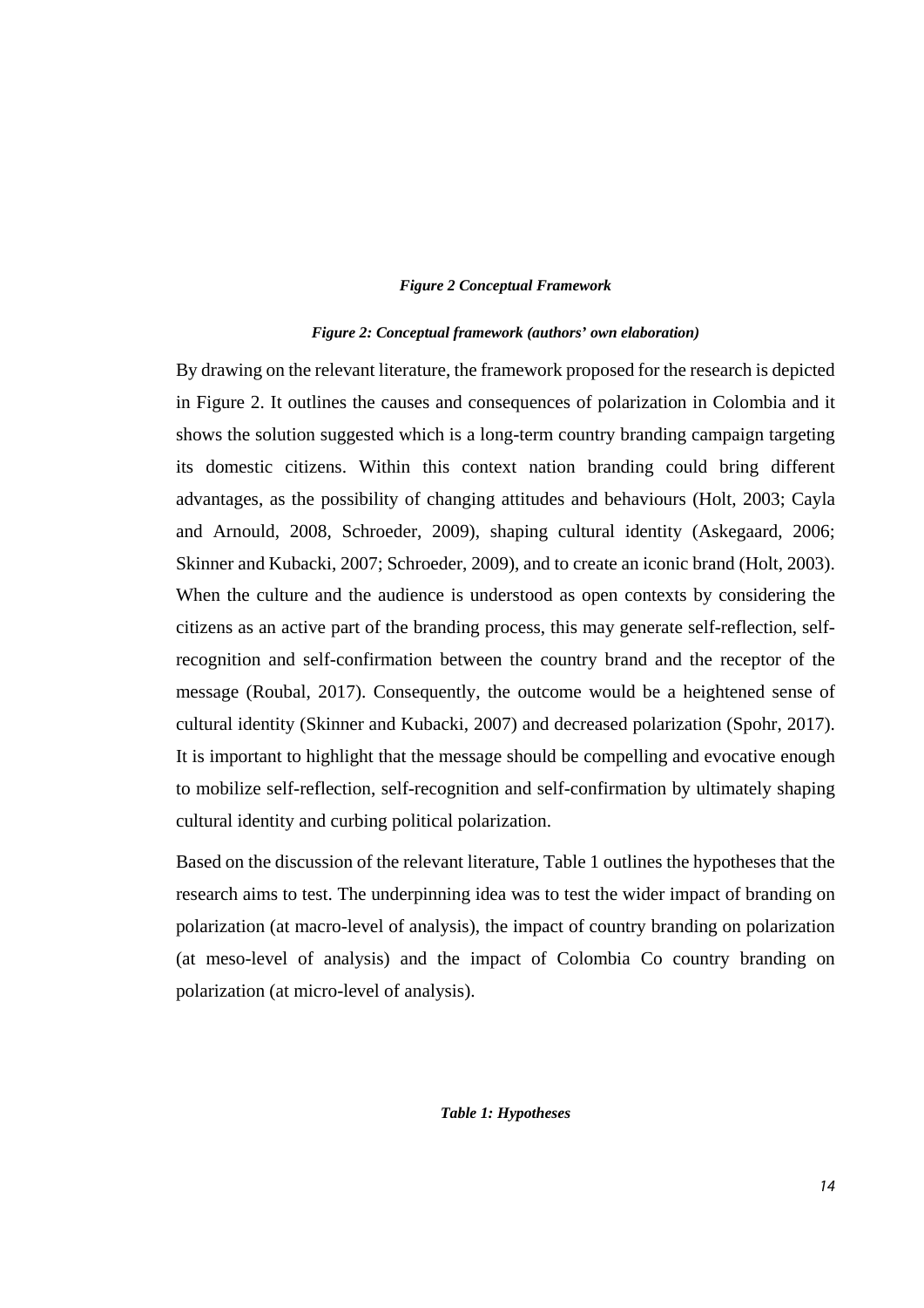***Figure 2 Conceptual Framework***

***Figure 2: Conceptual framework (authors' own elaboration)***

By drawing on the relevant literature, the framework proposed for the research is depicted in Figure 2. It outlines the causes and consequences of polarization in Colombia and it shows the solution suggested which is a long-term country branding campaign targeting its domestic citizens. Within this context nation branding could bring different advantages, as the possibility of changing attitudes and behaviours (Holt, 2003; Cayla and Arnould, 2008, Schroeder, 2009), shaping cultural identity (Askegaard, 2006; Skinner and Kubacki, 2007; Schroeder, 2009), and to create an iconic brand (Holt, 2003). When the culture and the audience is understood as open contexts by considering the citizens as an active part of the branding process, this may generate self-reflection, self-recognition and self-confirmation between the country brand and the receptor of the message (Roubal, 2017). Consequently, the outcome would be a heightened sense of cultural identity (Skinner and Kubacki, 2007) and decreased polarization (Spohr, 2017). It is important to highlight that the message should be compelling and evocative enough to mobilize self-reflection, self-recognition and self-confirmation by ultimately shaping cultural identity and curbing political polarization.

Based on the discussion of the relevant literature, Table 1 outlines the hypotheses that the research aims to test. The underpinning idea was to test the wider impact of branding on polarization (at macro-level of analysis), the impact of country branding on polarization (at meso-level of analysis) and the impact of Colombia Co country branding on polarization (at micro-level of analysis).

***Table 1: Hypotheses***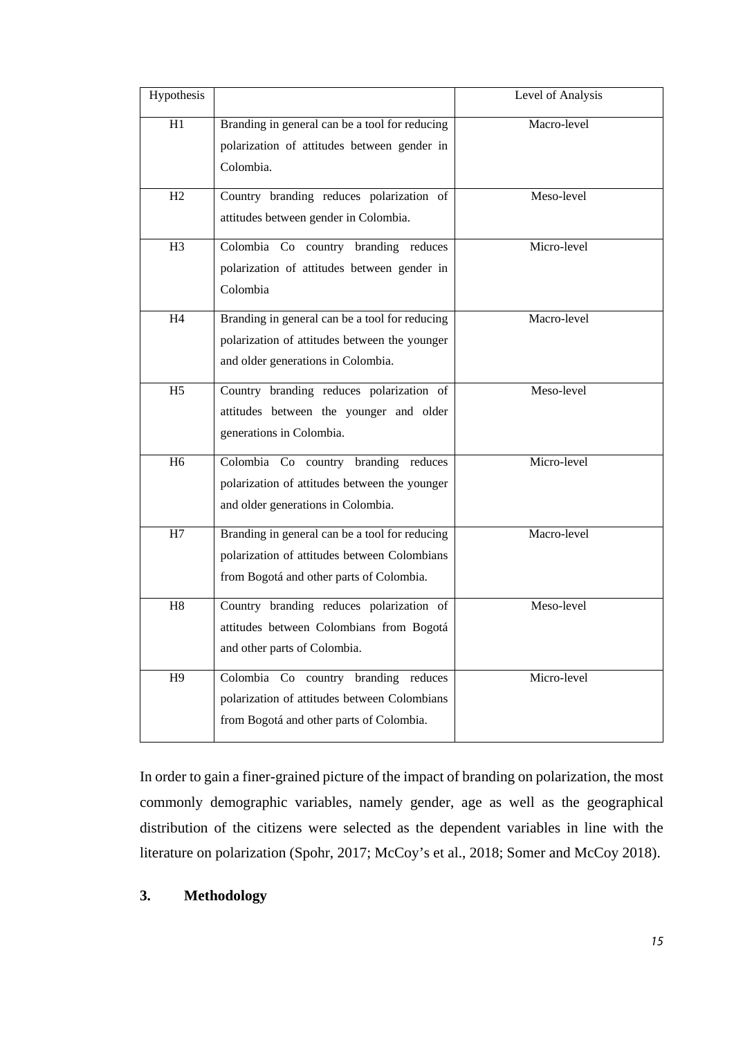| Hypothesis | | Level of Analysis |
|---|---|---|
| H1 | Branding in general can be a tool for reducing polarization of attitudes between gender in Colombia. | Macro-level |
| H2 | Country branding reduces polarization of attitudes between gender in Colombia. | Meso-level |
| H3 | Colombia Co country branding reduces polarization of attitudes between gender in Colombia | Micro-level |
| H4 | Branding in general can be a tool for reducing polarization of attitudes between the younger and older generations in Colombia. | Macro-level |
| H5 | Country branding reduces polarization of attitudes between the younger and older generations in Colombia. | Meso-level |
| H6 | Colombia Co country branding reduces polarization of attitudes between the younger and older generations in Colombia. | Micro-level |
| H7 | Branding in general can be a tool for reducing polarization of attitudes between Colombians from Bogotá and other parts of Colombia. | Macro-level |
| H8 | Country branding reduces polarization of attitudes between Colombians from Bogotá and other parts of Colombia. | Meso-level |
| H9 | Colombia Co country branding reduces polarization of attitudes between Colombians from Bogotá and other parts of Colombia. | Micro-level |

In order to gain a finer-grained picture of the impact of branding on polarization, the most commonly demographic variables, namely gender, age as well as the geographical distribution of the citizens were selected as the dependent variables in line with the literature on polarization (Spohr, 2017; McCoy's et al., 2018; Somer and McCoy 2018).

## 3. Methodology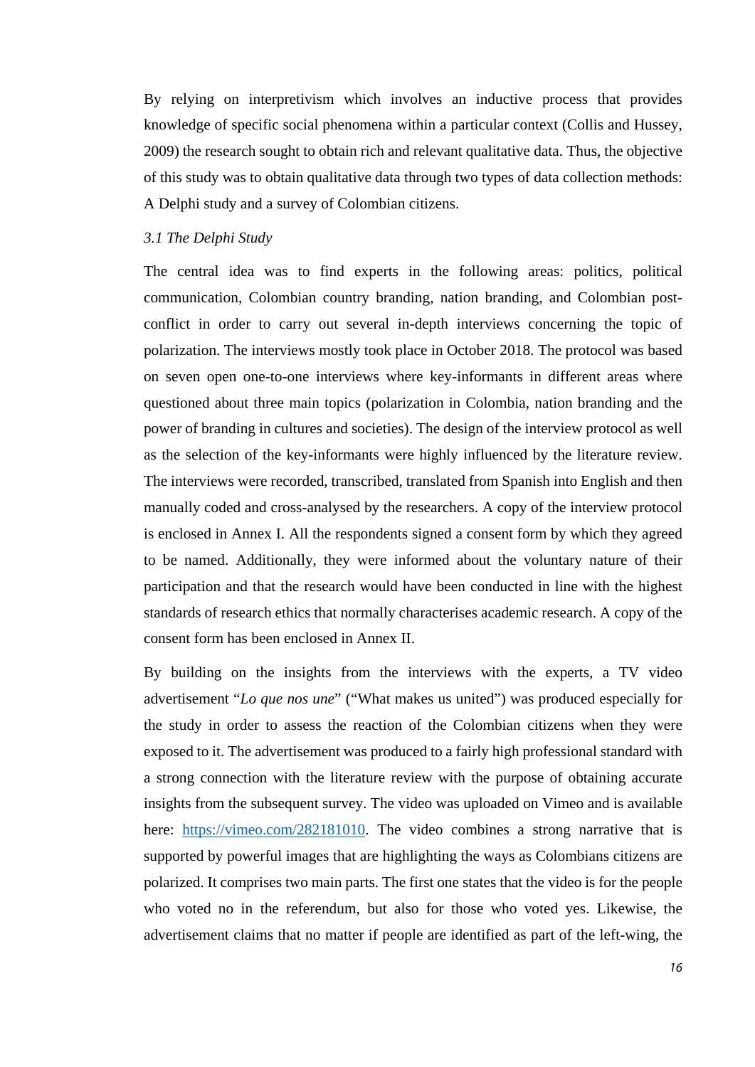By relying on interpretivism which involves an inductive process that provides knowledge of specific social phenomena within a particular context (Collis and Hussey, 2009) the research sought to obtain rich and relevant qualitative data. Thus, the objective of this study was to obtain qualitative data through two types of data collection methods: A Delphi study and a survey of Colombian citizens.

### *3.1 The Delphi Study*

The central idea was to find experts in the following areas: politics, political communication, Colombian country branding, nation branding, and Colombian post-conflict in order to carry out several in-depth interviews concerning the topic of polarization. The interviews mostly took place in October 2018. The protocol was based on seven open one-to-one interviews where key-informants in different areas where questioned about three main topics (polarization in Colombia, nation branding and the power of branding in cultures and societies). The design of the interview protocol as well as the selection of the key-informants were highly influenced by the literature review. The interviews were recorded, transcribed, translated from Spanish into English and then manually coded and cross-analysed by the researchers. A copy of the interview protocol is enclosed in Annex I. All the respondents signed a consent form by which they agreed to be named. Additionally, they were informed about the voluntary nature of their participation and that the research would have been conducted in line with the highest standards of research ethics that normally characterises academic research. A copy of the consent form has been enclosed in Annex II.

By building on the insights from the interviews with the experts, a TV video advertisement "*Lo que nos une*" ("What makes us united") was produced especially for the study in order to assess the reaction of the Colombian citizens when they were exposed to it. The advertisement was produced to a fairly high professional standard with a strong connection with the literature review with the purpose of obtaining accurate insights from the subsequent survey. The video was uploaded on Vimeo and is available here: https://vimeo.com/282181010. The video combines a strong narrative that is supported by powerful images that are highlighting the ways as Colombians citizens are polarized. It comprises two main parts. The first one states that the video is for the people who voted no in the referendum, but also for those who voted yes. Likewise, the advertisement claims that no matter if people are identified as part of the left-wing, the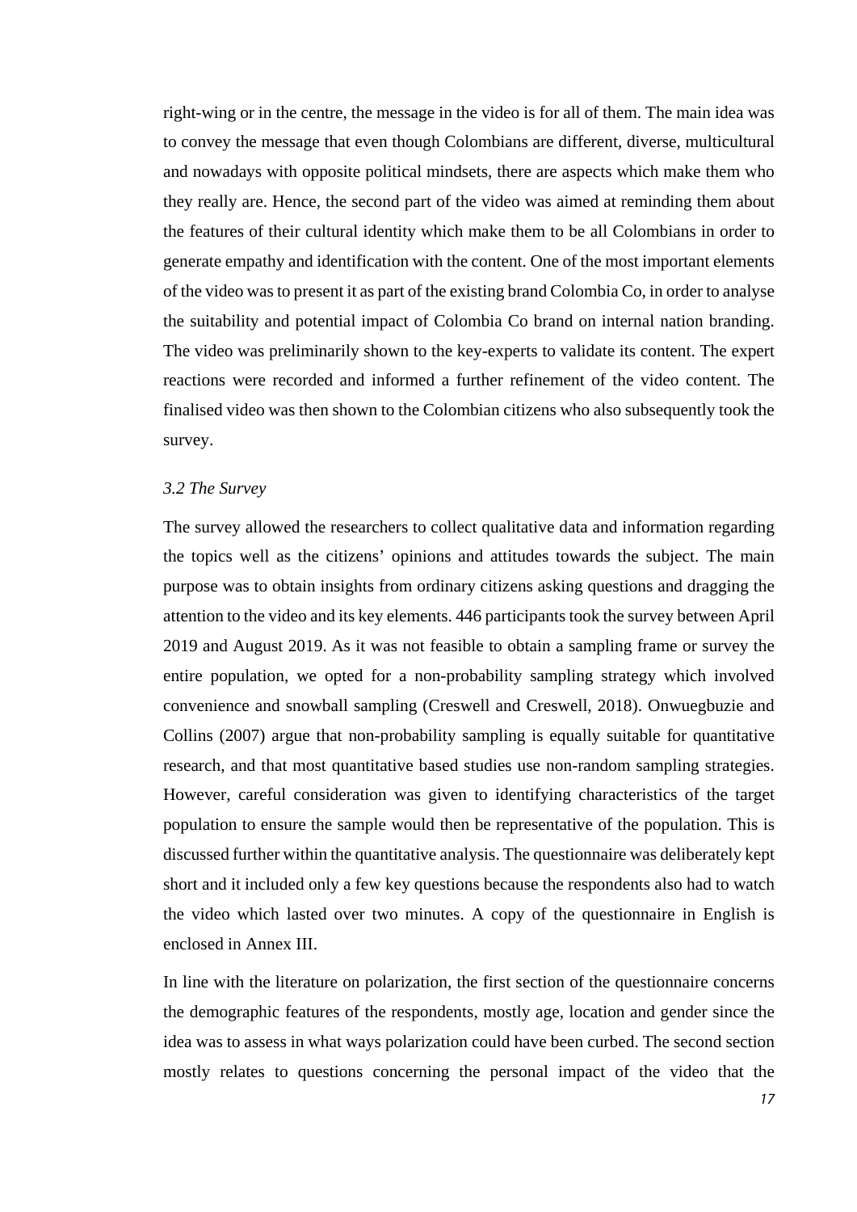right-wing or in the centre, the message in the video is for all of them. The main idea was to convey the message that even though Colombians are different, diverse, multicultural and nowadays with opposite political mindsets, there are aspects which make them who they really are. Hence, the second part of the video was aimed at reminding them about the features of their cultural identity which make them to be all Colombians in order to generate empathy and identification with the content. One of the most important elements of the video was to present it as part of the existing brand Colombia Co, in order to analyse the suitability and potential impact of Colombia Co brand on internal nation branding. The video was preliminarily shown to the key-experts to validate its content. The expert reactions were recorded and informed a further refinement of the video content. The finalised video was then shown to the Colombian citizens who also subsequently took the survey.

### *3.2 The Survey*

The survey allowed the researchers to collect qualitative data and information regarding the topics well as the citizens' opinions and attitudes towards the subject. The main purpose was to obtain insights from ordinary citizens asking questions and dragging the attention to the video and its key elements. 446 participants took the survey between April 2019 and August 2019. As it was not feasible to obtain a sampling frame or survey the entire population, we opted for a non-probability sampling strategy which involved convenience and snowball sampling (Creswell and Creswell, 2018). Onwuegbuzie and Collins (2007) argue that non-probability sampling is equally suitable for quantitative research, and that most quantitative based studies use non-random sampling strategies. However, careful consideration was given to identifying characteristics of the target population to ensure the sample would then be representative of the population. This is discussed further within the quantitative analysis. The questionnaire was deliberately kept short and it included only a few key questions because the respondents also had to watch the video which lasted over two minutes. A copy of the questionnaire in English is enclosed in Annex III.

In line with the literature on polarization, the first section of the questionnaire concerns the demographic features of the respondents, mostly age, location and gender since the idea was to assess in what ways polarization could have been curbed. The second section mostly relates to questions concerning the personal impact of the video that the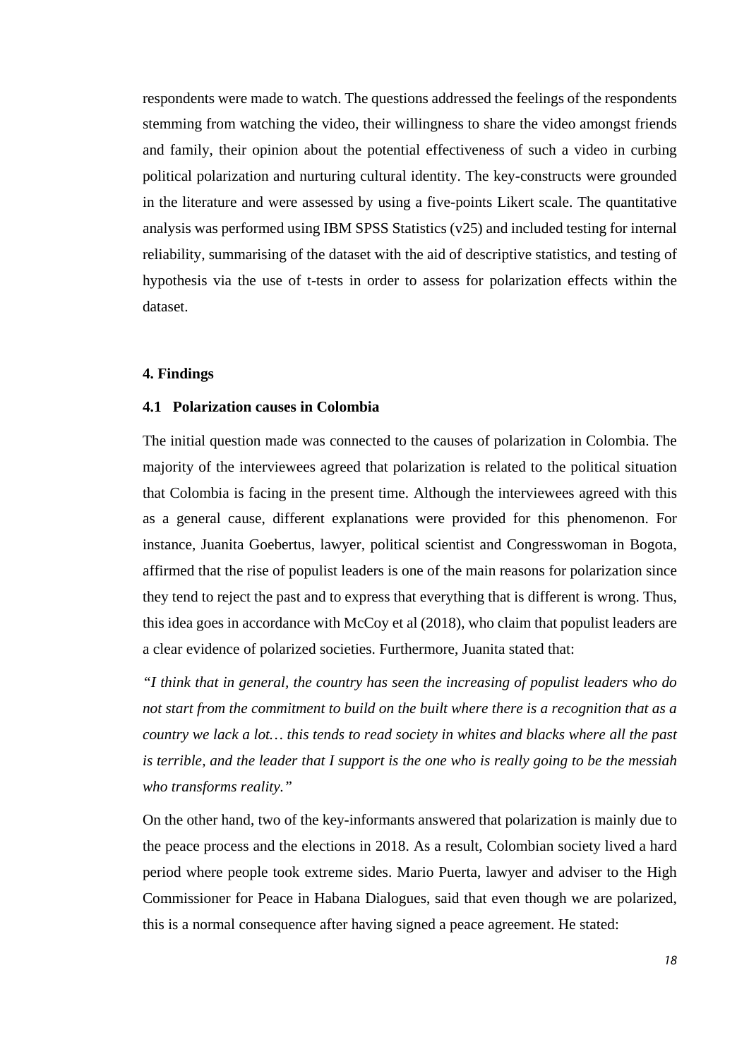respondents were made to watch. The questions addressed the feelings of the respondents stemming from watching the video, their willingness to share the video amongst friends and family, their opinion about the potential effectiveness of such a video in curbing political polarization and nurturing cultural identity. The key-constructs were grounded in the literature and were assessed by using a five-points Likert scale. The quantitative analysis was performed using IBM SPSS Statistics (v25) and included testing for internal reliability, summarising of the dataset with the aid of descriptive statistics, and testing of hypothesis via the use of t-tests in order to assess for polarization effects within the dataset.

## 4. Findings

### 4.1 Polarization causes in Colombia

The initial question made was connected to the causes of polarization in Colombia. The majority of the interviewees agreed that polarization is related to the political situation that Colombia is facing in the present time. Although the interviewees agreed with this as a general cause, different explanations were provided for this phenomenon. For instance, Juanita Goebertus, lawyer, political scientist and Congresswoman in Bogota, affirmed that the rise of populist leaders is one of the main reasons for polarization since they tend to reject the past and to express that everything that is different is wrong. Thus, this idea goes in accordance with McCoy et al (2018), who claim that populist leaders are a clear evidence of polarized societies. Furthermore, Juanita stated that:

*"I think that in general, the country has seen the increasing of populist leaders who do not start from the commitment to build on the built where there is a recognition that as a country we lack a lot… this tends to read society in whites and blacks where all the past is terrible, and the leader that I support is the one who is really going to be the messiah who transforms reality."*

On the other hand, two of the key-informants answered that polarization is mainly due to the peace process and the elections in 2018. As a result, Colombian society lived a hard period where people took extreme sides. Mario Puerta, lawyer and adviser to the High Commissioner for Peace in Habana Dialogues, said that even though we are polarized, this is a normal consequence after having signed a peace agreement. He stated: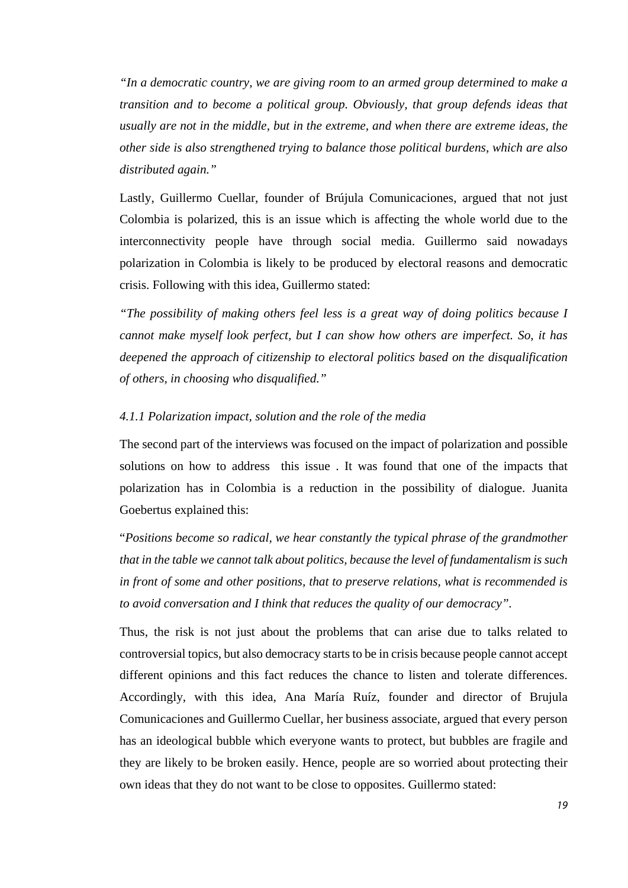*"In a democratic country, we are giving room to an armed group determined to make a transition and to become a political group. Obviously, that group defends ideas that usually are not in the middle, but in the extreme, and when there are extreme ideas, the other side is also strengthened trying to balance those political burdens, which are also distributed again."*

Lastly, Guillermo Cuellar, founder of Brújula Comunicaciones, argued that not just Colombia is polarized, this is an issue which is affecting the whole world due to the interconnectivity people have through social media. Guillermo said nowadays polarization in Colombia is likely to be produced by electoral reasons and democratic crisis. Following with this idea, Guillermo stated:

*"The possibility of making others feel less is a great way of doing politics because I cannot make myself look perfect, but I can show how others are imperfect. So, it has deepened the approach of citizenship to electoral politics based on the disqualification of others, in choosing who disqualified."*

### *4.1.1 Polarization impact, solution and the role of the media*

The second part of the interviews was focused on the impact of polarization and possible solutions on how to address this issue . It was found that one of the impacts that polarization has in Colombia is a reduction in the possibility of dialogue. Juanita Goebertus explained this:

"*Positions become so radical, we hear constantly the typical phrase of the grandmother that in the table we cannot talk about politics, because the level of fundamentalism is such in front of some and other positions, that to preserve relations, what is recommended is to avoid conversation and I think that reduces the quality of our democracy"*.

Thus, the risk is not just about the problems that can arise due to talks related to controversial topics, but also democracy starts to be in crisis because people cannot accept different opinions and this fact reduces the chance to listen and tolerate differences. Accordingly, with this idea, Ana María Ruíz, founder and director of Brujula Comunicaciones and Guillermo Cuellar, her business associate, argued that every person has an ideological bubble which everyone wants to protect, but bubbles are fragile and they are likely to be broken easily. Hence, people are so worried about protecting their own ideas that they do not want to be close to opposites. Guillermo stated: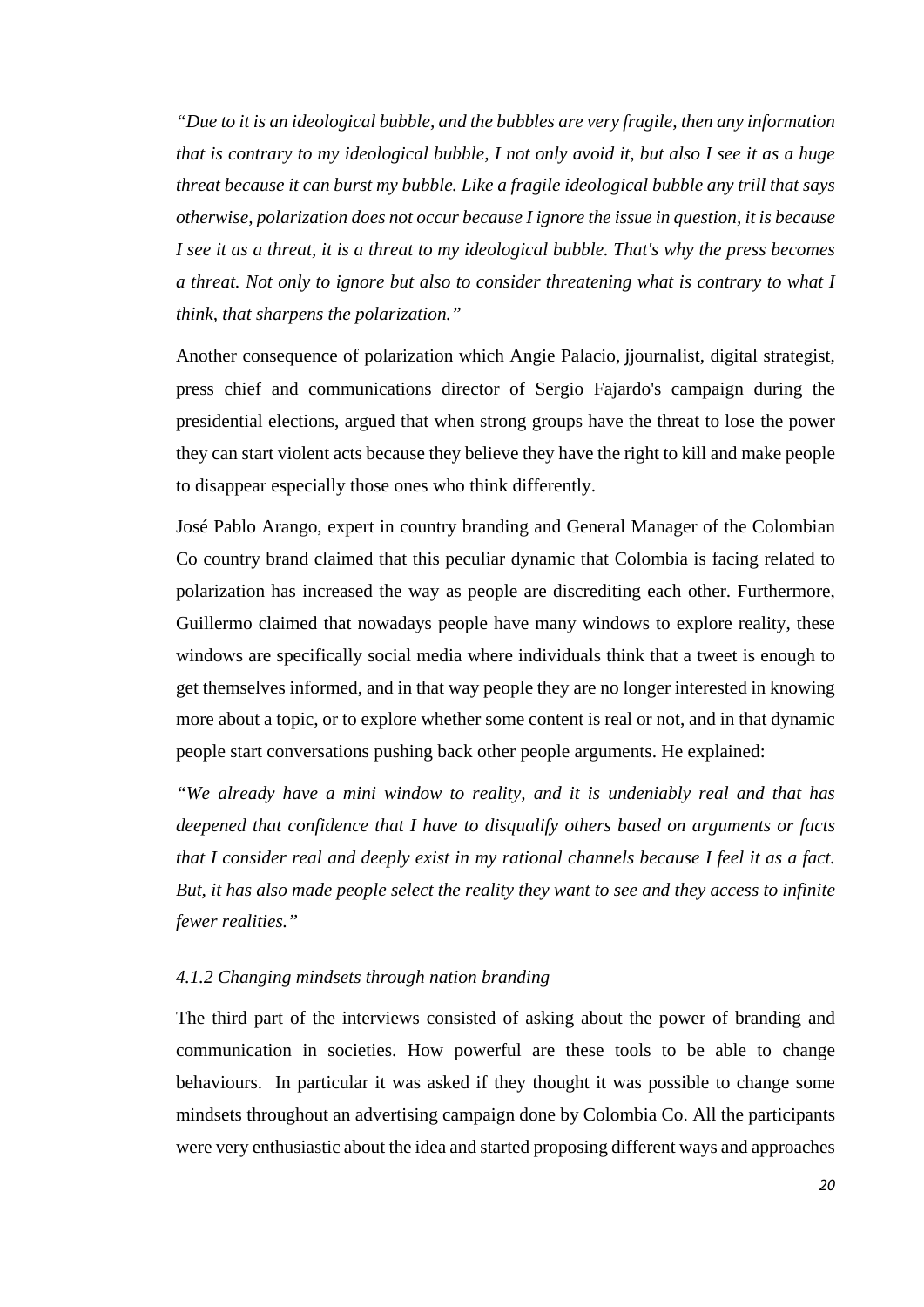*"Due to it is an ideological bubble, and the bubbles are very fragile, then any information that is contrary to my ideological bubble, I not only avoid it, but also I see it as a huge threat because it can burst my bubble. Like a fragile ideological bubble any trill that says otherwise, polarization does not occur because I ignore the issue in question, it is because I see it as a threat, it is a threat to my ideological bubble. That's why the press becomes a threat. Not only to ignore but also to consider threatening what is contrary to what I think, that sharpens the polarization."*

Another consequence of polarization which Angie Palacio, jjournalist, digital strategist, press chief and communications director of Sergio Fajardo's campaign during the presidential elections, argued that when strong groups have the threat to lose the power they can start violent acts because they believe they have the right to kill and make people to disappear especially those ones who think differently.

José Pablo Arango, expert in country branding and General Manager of the Colombian Co country brand claimed that this peculiar dynamic that Colombia is facing related to polarization has increased the way as people are discrediting each other. Furthermore, Guillermo claimed that nowadays people have many windows to explore reality, these windows are specifically social media where individuals think that a tweet is enough to get themselves informed, and in that way people they are no longer interested in knowing more about a topic, or to explore whether some content is real or not, and in that dynamic people start conversations pushing back other people arguments. He explained:

*"We already have a mini window to reality, and it is undeniably real and that has deepened that confidence that I have to disqualify others based on arguments or facts that I consider real and deeply exist in my rational channels because I feel it as a fact. But, it has also made people select the reality they want to see and they access to infinite fewer realities."*

#### *4.1.2 Changing mindsets through nation branding*

The third part of the interviews consisted of asking about the power of branding and communication in societies. How powerful are these tools to be able to change behaviours. In particular it was asked if they thought it was possible to change some mindsets throughout an advertising campaign done by Colombia Co. All the participants were very enthusiastic about the idea and started proposing different ways and approaches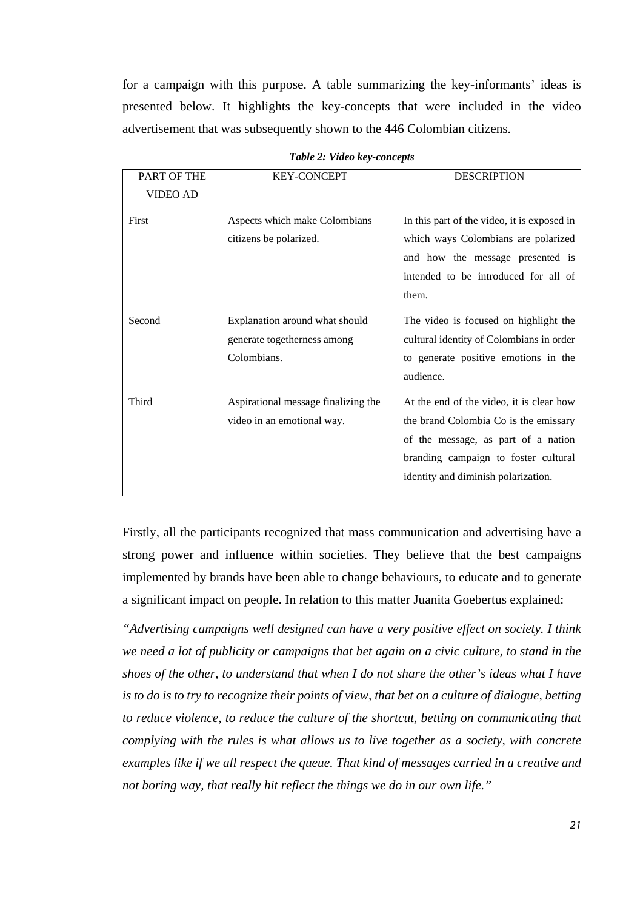for a campaign with this purpose. A table summarizing the key-informants' ideas is presented below. It highlights the key-concepts that were included in the video advertisement that was subsequently shown to the 446 Colombian citizens.

***Table 2: Video key-concepts***

| PART OF THE VIDEO AD | KEY-CONCEPT | DESCRIPTION |
|---|---|---|
| First | Aspects which make Colombians citizens be polarized. | In this part of the video, it is exposed in which ways Colombians are polarized and how the message presented is intended to be introduced for all of them. |
| Second | Explanation around what should generate togetherness among Colombians. | The video is focused on highlight the cultural identity of Colombians in order to generate positive emotions in the audience. |
| Third | Aspirational message finalizing the video in an emotional way. | At the end of the video, it is clear how the brand Colombia Co is the emissary of the message, as part of a nation branding campaign to foster cultural identity and diminish polarization. |

Firstly, all the participants recognized that mass communication and advertising have a strong power and influence within societies. They believe that the best campaigns implemented by brands have been able to change behaviours, to educate and to generate a significant impact on people. In relation to this matter Juanita Goebertus explained:

*"Advertising campaigns well designed can have a very positive effect on society. I think we need a lot of publicity or campaigns that bet again on a civic culture, to stand in the shoes of the other, to understand that when I do not share the other's ideas what I have is to do is to try to recognize their points of view, that bet on a culture of dialogue, betting to reduce violence, to reduce the culture of the shortcut, betting on communicating that complying with the rules is what allows us to live together as a society, with concrete examples like if we all respect the queue. That kind of messages carried in a creative and not boring way, that really hit reflect the things we do in our own life."*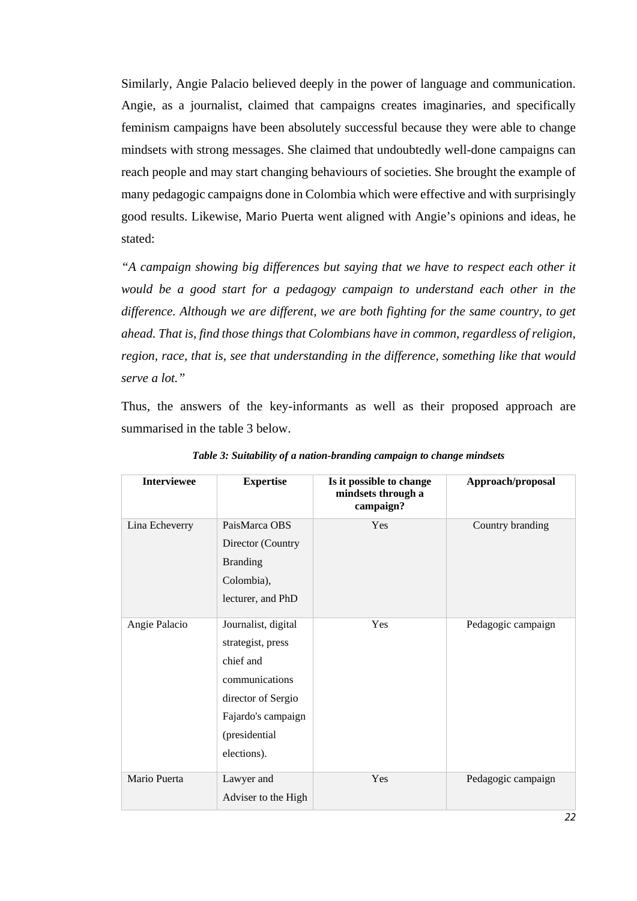Similarly, Angie Palacio believed deeply in the power of language and communication. Angie, as a journalist, claimed that campaigns creates imaginaries, and specifically feminism campaigns have been absolutely successful because they were able to change mindsets with strong messages. She claimed that undoubtedly well-done campaigns can reach people and may start changing behaviours of societies. She brought the example of many pedagogic campaigns done in Colombia which were effective and with surprisingly good results. Likewise, Mario Puerta went aligned with Angie's opinions and ideas, he stated:

*"A campaign showing big differences but saying that we have to respect each other it would be a good start for a pedagogy campaign to understand each other in the difference. Although we are different, we are both fighting for the same country, to get ahead. That is, find those things that Colombians have in common, regardless of religion, region, race, that is, see that understanding in the difference, something like that would serve a lot."*

Thus, the answers of the key-informants as well as their proposed approach are summarised in the table 3 below.

***Table 3: Suitability of a nation-branding campaign to change mindsets***

| Interviewee | Expertise | Is it possible to change mindsets through a campaign? | Approach/proposal |
|---|---|---|---|
| Lina Echeverry | PaisMarca OBS Director (Country Branding Colombia), lecturer, and PhD | Yes | Country branding |
| Angie Palacio | Journalist, digital strategist, press chief and communications director of Sergio Fajardo's campaign (presidential elections). | Yes | Pedagogic campaign |
| Mario Puerta | Lawyer and Adviser to the High | Yes | Pedagogic campaign |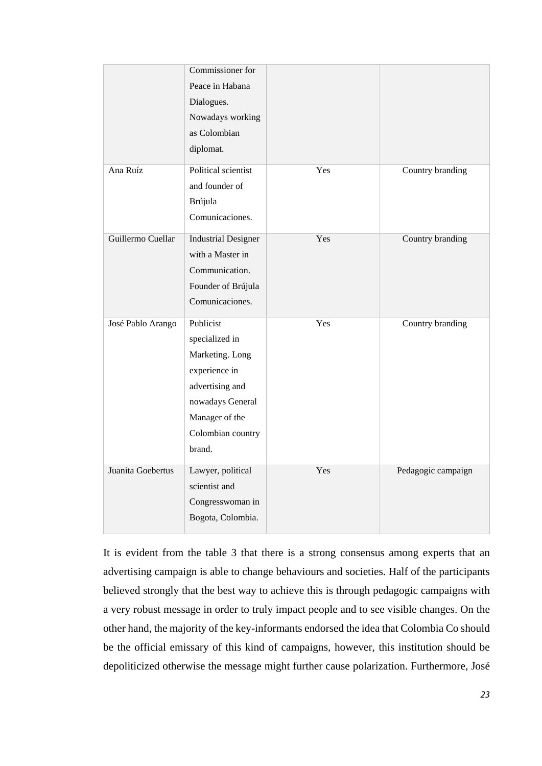| | | | |
|---|---|---|---|
| | Commissioner for Peace in Habana Dialogues. Nowadays working as Colombian diplomat. | | |
| Ana Ruíz | Political scientist and founder of Brújula Comunicaciones. | Yes | Country branding |
| Guillermo Cuellar | Industrial Designer with a Master in Communication. Founder of Brújula Comunicaciones. | Yes | Country branding |
| José Pablo Arango | Publicist specialized in Marketing. Long experience in advertising and nowadays General Manager of the Colombian country brand. | Yes | Country branding |
| Juanita Goebertus | Lawyer, political scientist and Congresswoman in Bogota, Colombia. | Yes | Pedagogic campaign |

It is evident from the table 3 that there is a strong consensus among experts that an advertising campaign is able to change behaviours and societies. Half of the participants believed strongly that the best way to achieve this is through pedagogic campaigns with a very robust message in order to truly impact people and to see visible changes. On the other hand, the majority of the key-informants endorsed the idea that Colombia Co should be the official emissary of this kind of campaigns, however, this institution should be depoliticized otherwise the message might further cause polarization. Furthermore, José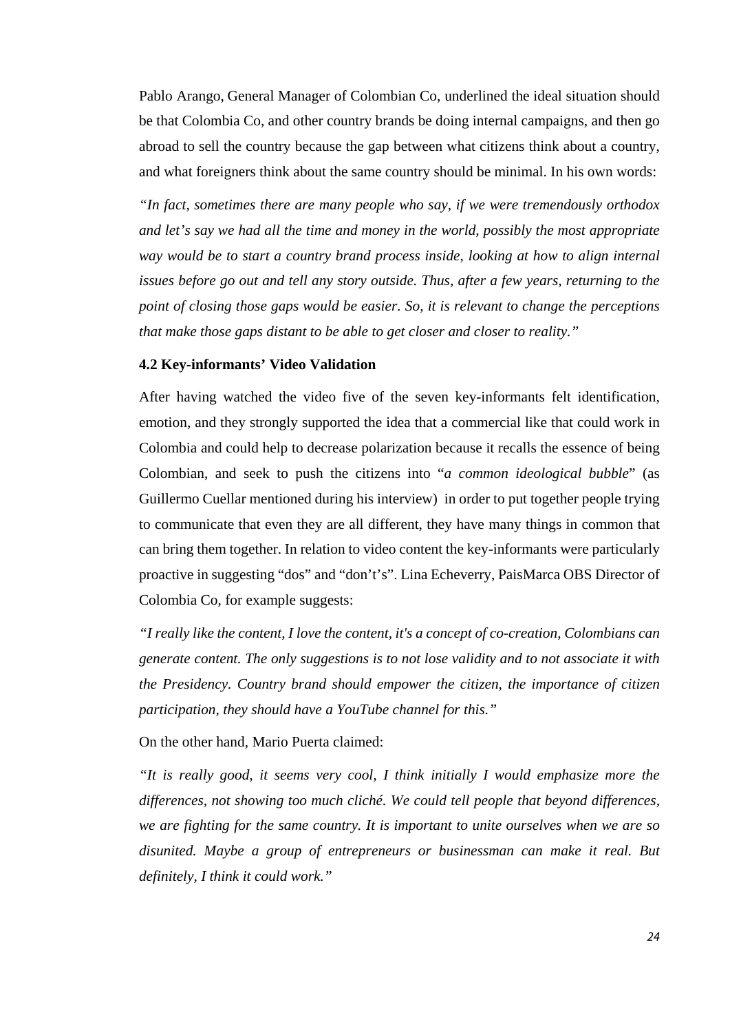Pablo Arango, General Manager of Colombian Co, underlined the ideal situation should be that Colombia Co, and other country brands be doing internal campaigns, and then go abroad to sell the country because the gap between what citizens think about a country, and what foreigners think about the same country should be minimal. In his own words:

*"In fact, sometimes there are many people who say, if we were tremendously orthodox and let's say we had all the time and money in the world, possibly the most appropriate way would be to start a country brand process inside, looking at how to align internal issues before go out and tell any story outside. Thus, after a few years, returning to the point of closing those gaps would be easier. So, it is relevant to change the perceptions that make those gaps distant to be able to get closer and closer to reality."*

### 4.2 Key-informants' Video Validation

After having watched the video five of the seven key-informants felt identification, emotion, and they strongly supported the idea that a commercial like that could work in Colombia and could help to decrease polarization because it recalls the essence of being Colombian, and seek to push the citizens into "*a common ideological bubble*" (as Guillermo Cuellar mentioned during his interview) in order to put together people trying to communicate that even they are all different, they have many things in common that can bring them together. In relation to video content the key-informants were particularly proactive in suggesting "dos" and "don't's". Lina Echeverry, PaisMarca OBS Director of Colombia Co, for example suggests:

*"I really like the content, I love the content, it's a concept of co-creation, Colombians can generate content. The only suggestions is to not lose validity and to not associate it with the Presidency. Country brand should empower the citizen, the importance of citizen participation, they should have a YouTube channel for this."*

On the other hand, Mario Puerta claimed:

*"It is really good, it seems very cool, I think initially I would emphasize more the differences, not showing too much cliché. We could tell people that beyond differences, we are fighting for the same country. It is important to unite ourselves when we are so disunited. Maybe a group of entrepreneurs or businessman can make it real. But definitely, I think it could work."*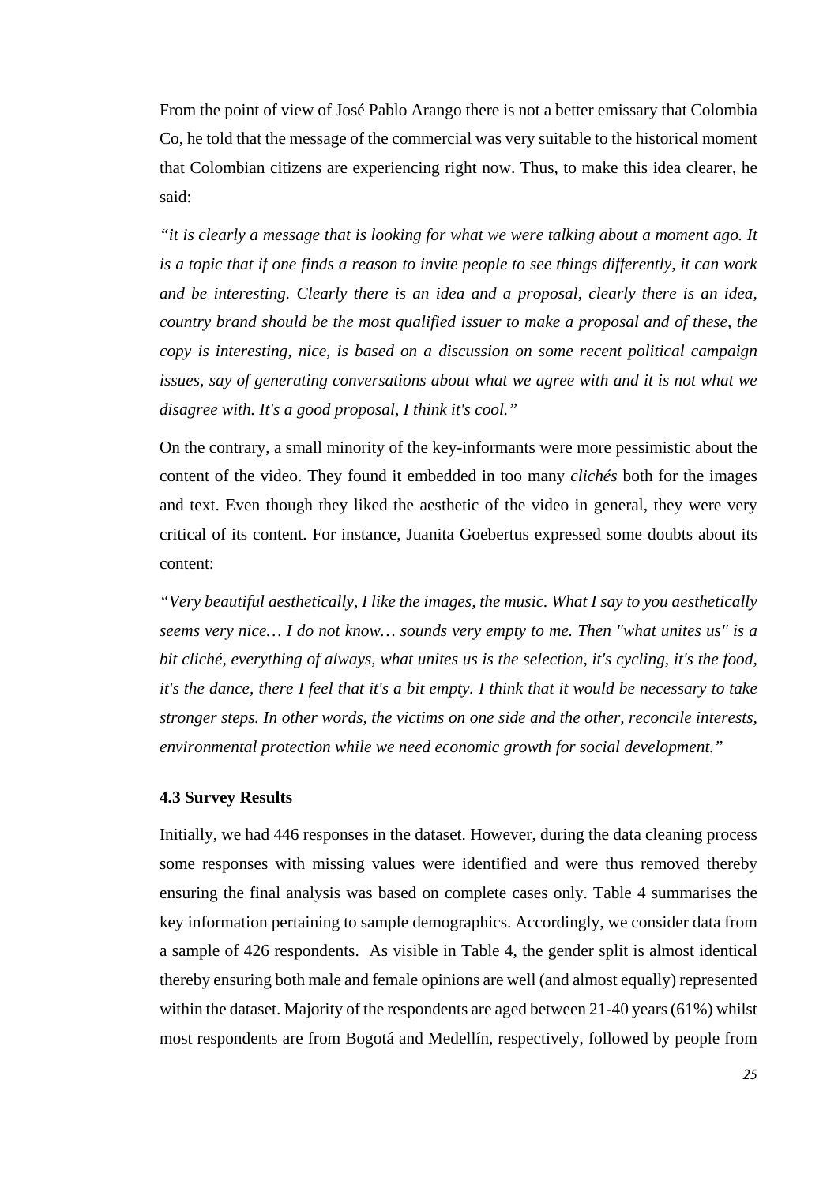From the point of view of José Pablo Arango there is not a better emissary that Colombia Co, he told that the message of the commercial was very suitable to the historical moment that Colombian citizens are experiencing right now. Thus, to make this idea clearer, he said:

*"it is clearly a message that is looking for what we were talking about a moment ago. It is a topic that if one finds a reason to invite people to see things differently, it can work and be interesting. Clearly there is an idea and a proposal, clearly there is an idea, country brand should be the most qualified issuer to make a proposal and of these, the copy is interesting, nice, is based on a discussion on some recent political campaign issues, say of generating conversations about what we agree with and it is not what we disagree with. It's a good proposal, I think it's cool."*

On the contrary, a small minority of the key-informants were more pessimistic about the content of the video. They found it embedded in too many *clichés* both for the images and text. Even though they liked the aesthetic of the video in general, they were very critical of its content. For instance, Juanita Goebertus expressed some doubts about its content:

*"Very beautiful aesthetically, I like the images, the music. What I say to you aesthetically seems very nice… I do not know… sounds very empty to me. Then "what unites us" is a bit cliché, everything of always, what unites us is the selection, it's cycling, it's the food, it's the dance, there I feel that it's a bit empty. I think that it would be necessary to take stronger steps. In other words, the victims on one side and the other, reconcile interests, environmental protection while we need economic growth for social development."*

### 4.3 Survey Results

Initially, we had 446 responses in the dataset. However, during the data cleaning process some responses with missing values were identified and were thus removed thereby ensuring the final analysis was based on complete cases only. Table 4 summarises the key information pertaining to sample demographics. Accordingly, we consider data from a sample of 426 respondents. As visible in Table 4, the gender split is almost identical thereby ensuring both male and female opinions are well (and almost equally) represented within the dataset. Majority of the respondents are aged between 21-40 years (61%) whilst most respondents are from Bogotá and Medellín, respectively, followed by people from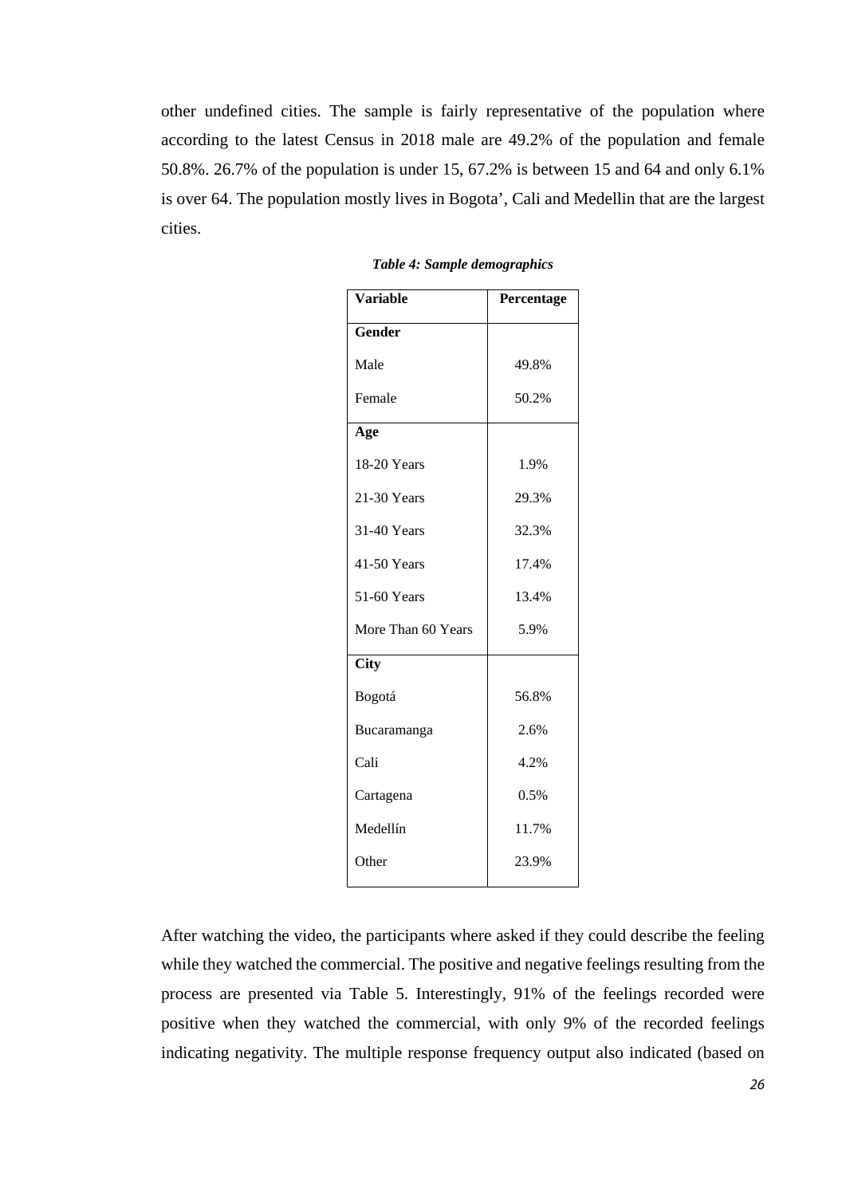other undefined cities. The sample is fairly representative of the population where according to the latest Census in 2018 male are 49.2% of the population and female 50.8%. 26.7% of the population is under 15, 67.2% is between 15 and 64 and only 6.1% is over 64. The population mostly lives in Bogota', Cali and Medellin that are the largest cities.

***Table 4: Sample demographics***

| Variable | Percentage |
|---|---|
| **Gender** | |
| Male | 49.8% |
| Female | 50.2% |
| **Age** | |
| 18-20 Years | 1.9% |
| 21-30 Years | 29.3% |
| 31-40 Years | 32.3% |
| 41-50 Years | 17.4% |
| 51-60 Years | 13.4% |
| More Than 60 Years | 5.9% |
| **City** | |
| Bogotá | 56.8% |
| Bucaramanga | 2.6% |
| Cali | 4.2% |
| Cartagena | 0.5% |
| Medellín | 11.7% |
| Other | 23.9% |

After watching the video, the participants where asked if they could describe the feeling while they watched the commercial. The positive and negative feelings resulting from the process are presented via Table 5. Interestingly, 91% of the feelings recorded were positive when they watched the commercial, with only 9% of the recorded feelings indicating negativity. The multiple response frequency output also indicated (based on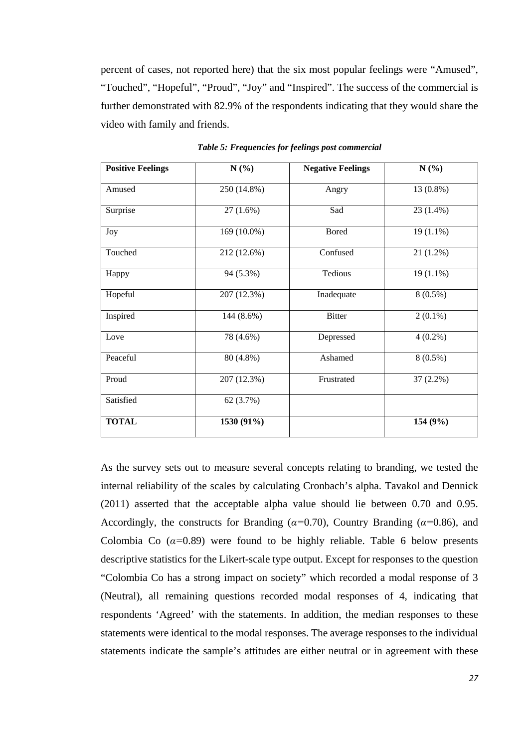percent of cases, not reported here) that the six most popular feelings were "Amused", "Touched", "Hopeful", "Proud", "Joy" and "Inspired". The success of the commercial is further demonstrated with 82.9% of the respondents indicating that they would share the video with family and friends.

***Table 5: Frequencies for feelings post commercial***

| **Positive Feelings** | **N (%)** | **Negative Feelings** | **N (%)** |
|---|---|---|---|
| Amused | 250 (14.8%) | Angry | 13 (0.8%) |
| Surprise | 27 (1.6%) | Sad | 23 (1.4%) |
| Joy | 169 (10.0%) | Bored | 19 (1.1%) |
| Touched | 212 (12.6%) | Confused | 21 (1.2%) |
| Happy | 94 (5.3%) | Tedious | 19 (1.1%) |
| Hopeful | 207 (12.3%) | Inadequate | 8 (0.5%) |
| Inspired | 144 (8.6%) | Bitter | 2 (0.1%) |
| Love | 78 (4.6%) | Depressed | 4 (0.2%) |
| Peaceful | 80 (4.8%) | Ashamed | 8 (0.5%) |
| Proud | 207 (12.3%) | Frustrated | 37 (2.2%) |
| Satisfied | 62 (3.7%) | | |
| **TOTAL** | **1530 (91%)** | | **154 (9%)** |

As the survey sets out to measure several concepts relating to branding, we tested the internal reliability of the scales by calculating Cronbach's alpha. Tavakol and Dennick (2011) asserted that the acceptable alpha value should lie between 0.70 and 0.95. Accordingly, the constructs for Branding ($\alpha$=0.70), Country Branding ($\alpha$=0.86), and Colombia Co ($\alpha$=0.89) were found to be highly reliable. Table 6 below presents descriptive statistics for the Likert-scale type output. Except for responses to the question "Colombia Co has a strong impact on society" which recorded a modal response of 3 (Neutral), all remaining questions recorded modal responses of 4, indicating that respondents 'Agreed' with the statements. In addition, the median responses to these statements were identical to the modal responses. The average responses to the individual statements indicate the sample's attitudes are either neutral or in agreement with these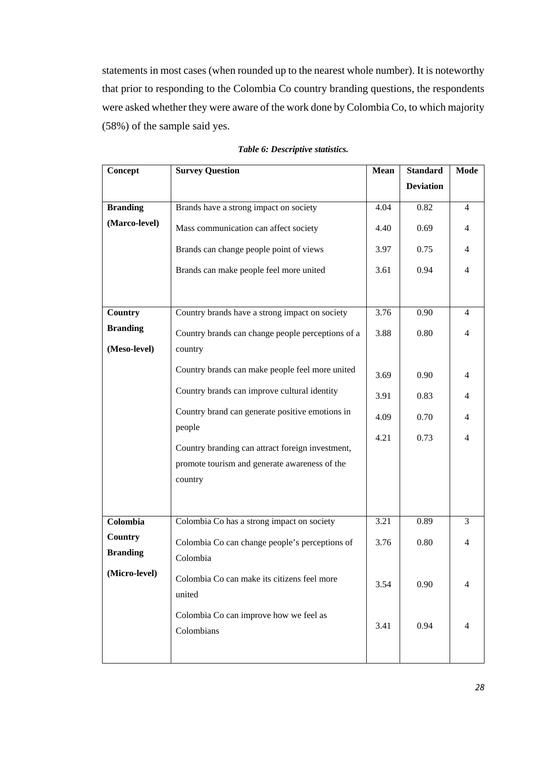statements in most cases (when rounded up to the nearest whole number). It is noteworthy that prior to responding to the Colombia Co country branding questions, the respondents were asked whether they were aware of the work done by Colombia Co, to which majority (58%) of the sample said yes.

***Table 6: Descriptive statistics.***

| Concept | Survey Question | Mean | Standard Deviation | Mode |
|---|---|---|---|---|
| **Branding (Marco-level)** | Brands have a strong impact on society | 4.04 | 0.82 | 4 |
| | Mass communication can affect society | 4.40 | 0.69 | 4 |
| | Brands can change people point of views | 3.97 | 0.75 | 4 |
| | Brands can make people feel more united | 3.61 | 0.94 | 4 |
| **Country Branding (Meso-level)** | Country brands have a strong impact on society | 3.76 | 0.90 | 4 |
| | Country brands can change people perceptions of a country | 3.88 | 0.80 | 4 |
| | Country brands can make people feel more united | 3.69 | 0.90 | 4 |
| | Country brands can improve cultural identity | 3.91 | 0.83 | 4 |
| | Country brand can generate positive emotions in people | 4.09 | 0.70 | 4 |
| | Country branding can attract foreign investment, promote tourism and generate awareness of the country | 4.21 | 0.73 | 4 |
| **Colombia Country Branding (Micro-level)** | Colombia Co has a strong impact on society | 3.21 | 0.89 | 3 |
| | Colombia Co can change people's perceptions of Colombia | 3.76 | 0.80 | 4 |
| | Colombia Co can make its citizens feel more united | 3.54 | 0.90 | 4 |
| | Colombia Co can improve how we feel as Colombians | 3.41 | 0.94 | 4 |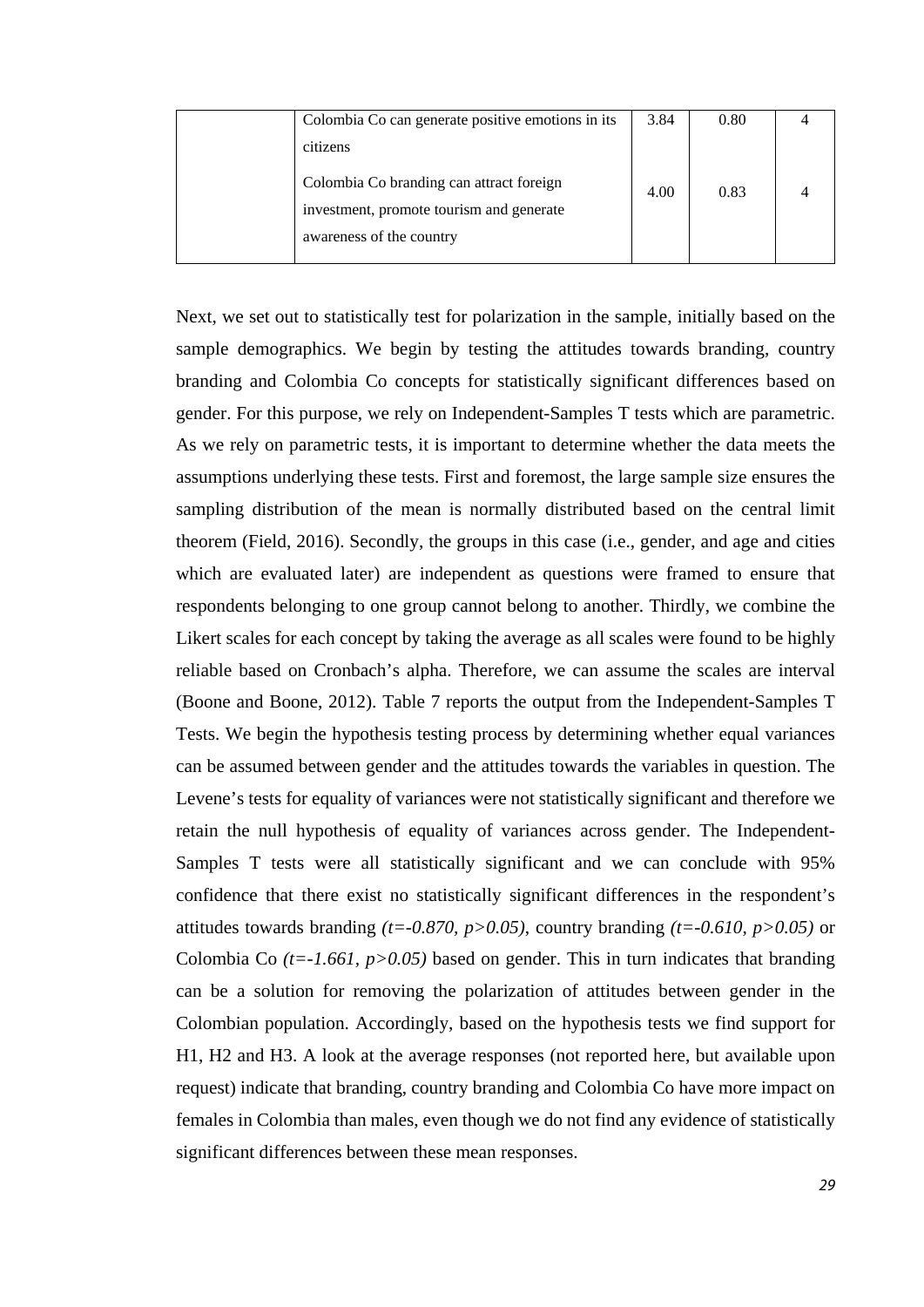| | | | | |
|---|---|---|---|---|
| | Colombia Co can generate positive emotions in its citizens | 3.84 | 0.80 | 4 |
| | Colombia Co branding can attract foreign investment, promote tourism and generate awareness of the country | 4.00 | 0.83 | 4 |

Next, we set out to statistically test for polarization in the sample, initially based on the sample demographics. We begin by testing the attitudes towards branding, country branding and Colombia Co concepts for statistically significant differences based on gender. For this purpose, we rely on Independent-Samples T tests which are parametric. As we rely on parametric tests, it is important to determine whether the data meets the assumptions underlying these tests. First and foremost, the large sample size ensures the sampling distribution of the mean is normally distributed based on the central limit theorem (Field, 2016). Secondly, the groups in this case (i.e., gender, and age and cities which are evaluated later) are independent as questions were framed to ensure that respondents belonging to one group cannot belong to another. Thirdly, we combine the Likert scales for each concept by taking the average as all scales were found to be highly reliable based on Cronbach's alpha. Therefore, we can assume the scales are interval (Boone and Boone, 2012). Table 7 reports the output from the Independent-Samples T Tests. We begin the hypothesis testing process by determining whether equal variances can be assumed between gender and the attitudes towards the variables in question. The Levene's tests for equality of variances were not statistically significant and therefore we retain the null hypothesis of equality of variances across gender. The Independent-Samples T tests were all statistically significant and we can conclude with 95% confidence that there exist no statistically significant differences in the respondent's attitudes towards branding *($t=-0.870$, $p>0.05$)*, country branding *($t=-0.610$, $p>0.05$)* or Colombia Co *($t=-1.661$, $p>0.05$)* based on gender. This in turn indicates that branding can be a solution for removing the polarization of attitudes between gender in the Colombian population. Accordingly, based on the hypothesis tests we find support for H1, H2 and H3. A look at the average responses (not reported here, but available upon request) indicate that branding, country branding and Colombia Co have more impact on females in Colombia than males, even though we do not find any evidence of statistically significant differences between these mean responses.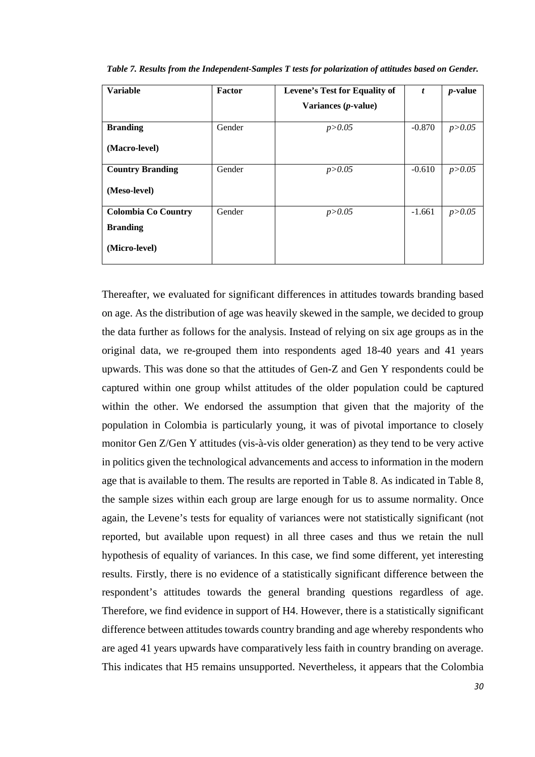*Table 7. Results from the Independent-Samples T tests for polarization of attitudes based on Gender.*

| Variable | Factor | Levene's Test for Equality of Variances (*p*-value) | *t* | *p*-value |
|---|---|---|---|---|
| **Branding (Macro-level)** | Gender | $p>0.05$ | -0.870 | $p>0.05$ |
| **Country Branding (Meso-level)** | Gender | $p>0.05$ | -0.610 | $p>0.05$ |
| **Colombia Co Country Branding (Micro-level)** | Gender | $p>0.05$ | -1.661 | $p>0.05$ |

Thereafter, we evaluated for significant differences in attitudes towards branding based on age. As the distribution of age was heavily skewed in the sample, we decided to group the data further as follows for the analysis. Instead of relying on six age groups as in the original data, we re-grouped them into respondents aged 18-40 years and 41 years upwards. This was done so that the attitudes of Gen-Z and Gen Y respondents could be captured within one group whilst attitudes of the older population could be captured within the other. We endorsed the assumption that given that the majority of the population in Colombia is particularly young, it was of pivotal importance to closely monitor Gen Z/Gen Y attitudes (vis-à-vis older generation) as they tend to be very active in politics given the technological advancements and access to information in the modern age that is available to them. The results are reported in Table 8. As indicated in Table 8, the sample sizes within each group are large enough for us to assume normality. Once again, the Levene's tests for equality of variances were not statistically significant (not reported, but available upon request) in all three cases and thus we retain the null hypothesis of equality of variances. In this case, we find some different, yet interesting results. Firstly, there is no evidence of a statistically significant difference between the respondent's attitudes towards the general branding questions regardless of age. Therefore, we find evidence in support of H4. However, there is a statistically significant difference between attitudes towards country branding and age whereby respondents who are aged 41 years upwards have comparatively less faith in country branding on average. This indicates that H5 remains unsupported. Nevertheless, it appears that the Colombia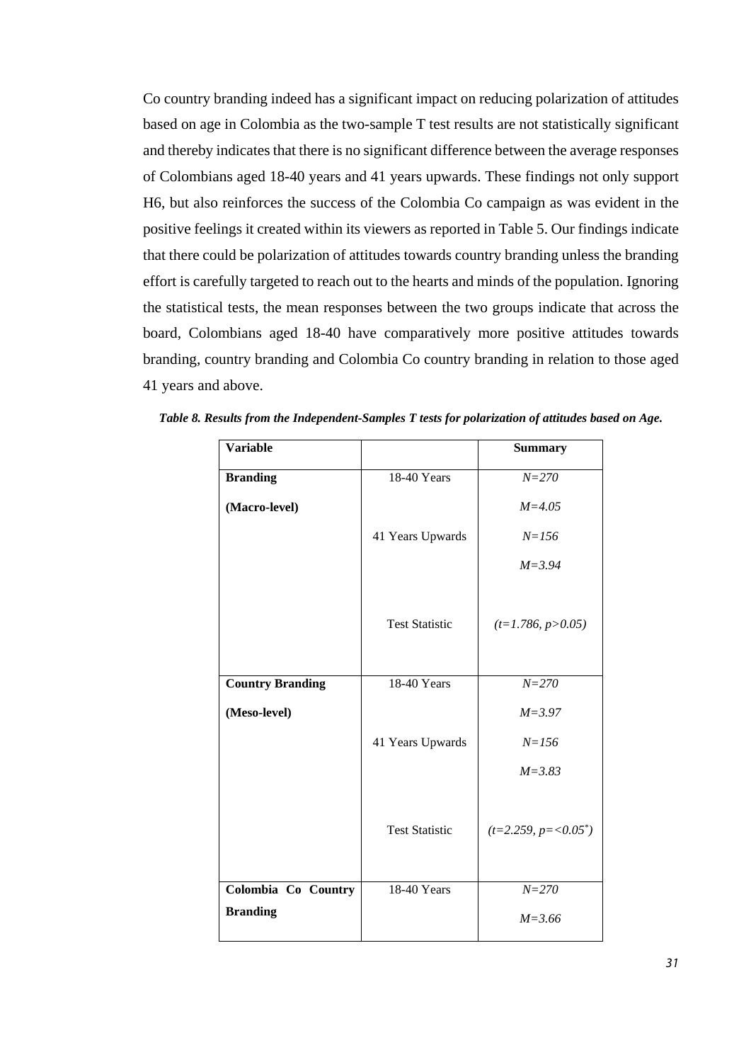Co country branding indeed has a significant impact on reducing polarization of attitudes based on age in Colombia as the two-sample T test results are not statistically significant and thereby indicates that there is no significant difference between the average responses of Colombians aged 18-40 years and 41 years upwards. These findings not only support H6, but also reinforces the success of the Colombia Co campaign as was evident in the positive feelings it created within its viewers as reported in Table 5. Our findings indicate that there could be polarization of attitudes towards country branding unless the branding effort is carefully targeted to reach out to the hearts and minds of the population. Ignoring the statistical tests, the mean responses between the two groups indicate that across the board, Colombians aged 18-40 have comparatively more positive attitudes towards branding, country branding and Colombia Co country branding in relation to those aged 41 years and above.

***Table 8. Results from the Independent-Samples T tests for polarization of attitudes based on Age.***

| **Variable** | | **Summary** |
|---|---|---|
| **Branding** | 18-40 Years | *N=270* |
| **(Macro-level)** | | *M=4.05* |
| | 41 Years Upwards | *N=156* |
| | | *M=3.94* |
| | Test Statistic | $(t=1.786, p>0.05)$ |
| **Country Branding** | 18-40 Years | *N=270* |
| **(Meso-level)** | | *M=3.97* |
| | 41 Years Upwards | *N=156* |
| | | *M=3.83* |
| | Test Statistic | $(t=2.259, p=<0.05^{*})$ |
| **Colombia Co Country Branding** | 18-40 Years | *N=270* |
| | | *M=3.66* |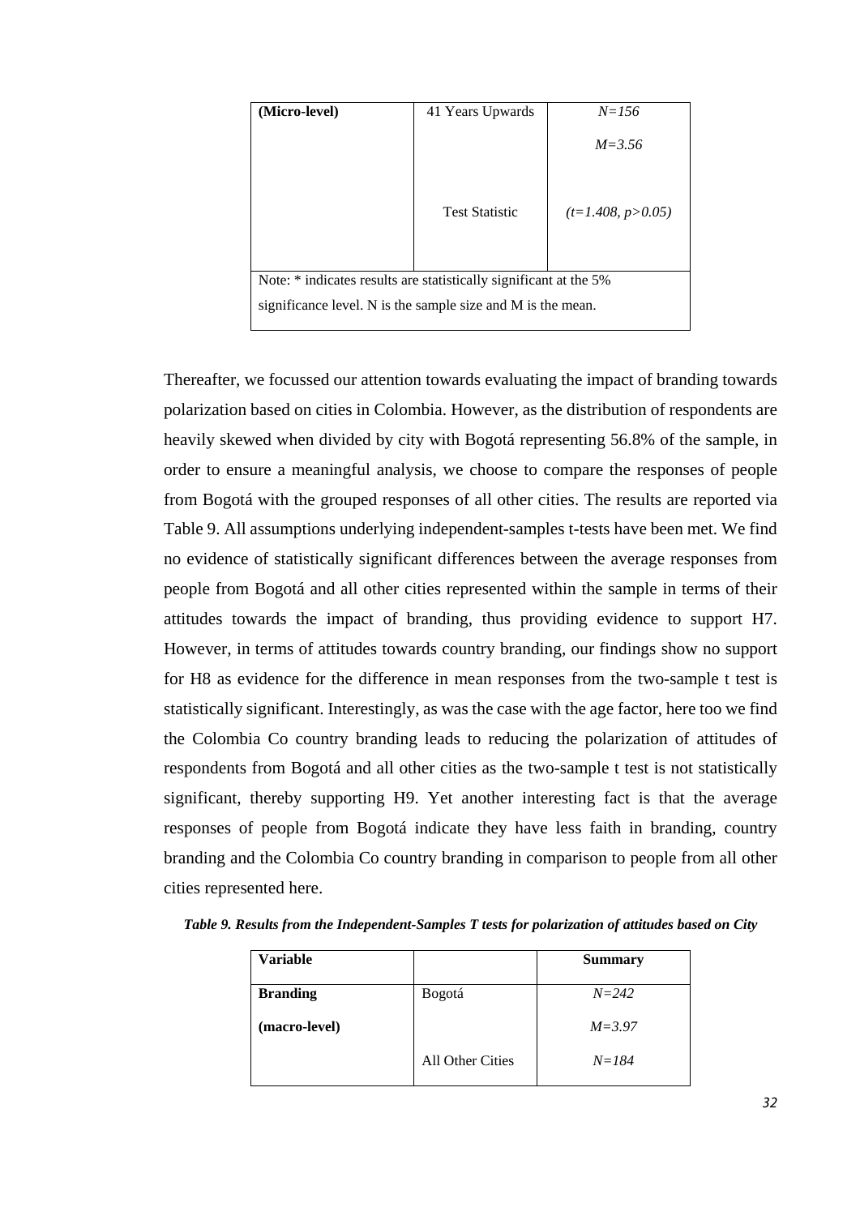| (Micro-level) | 41 Years Upwards | *N=156* |
|---|---|---|
| | | *M=3.56* |
| | Test Statistic | *(t=1.408, p>0.05)* |
| Note: * indicates results are statistically significant at the 5% significance level. N is the sample size and M is the mean. | | |

Thereafter, we focussed our attention towards evaluating the impact of branding towards polarization based on cities in Colombia. However, as the distribution of respondents are heavily skewed when divided by city with Bogotá representing 56.8% of the sample, in order to ensure a meaningful analysis, we choose to compare the responses of people from Bogotá with the grouped responses of all other cities. The results are reported via Table 9. All assumptions underlying independent-samples t-tests have been met. We find no evidence of statistically significant differences between the average responses from people from Bogotá and all other cities represented within the sample in terms of their attitudes towards the impact of branding, thus providing evidence to support H7. However, in terms of attitudes towards country branding, our findings show no support for H8 as evidence for the difference in mean responses from the two-sample t test is statistically significant. Interestingly, as was the case with the age factor, here too we find the Colombia Co country branding leads to reducing the polarization of attitudes of respondents from Bogotá and all other cities as the two-sample t test is not statistically significant, thereby supporting H9. Yet another interesting fact is that the average responses of people from Bogotá indicate they have less faith in branding, country branding and the Colombia Co country branding in comparison to people from all other cities represented here.

***Table 9. Results from the Independent-Samples T tests for polarization of attitudes based on City***

| **Variable** | | **Summary** |
|---|---|---|
| **Branding** | Bogotá | *N=242* |
| **(macro-level)** | | *M=3.97* |
| | All Other Cities | *N=184* |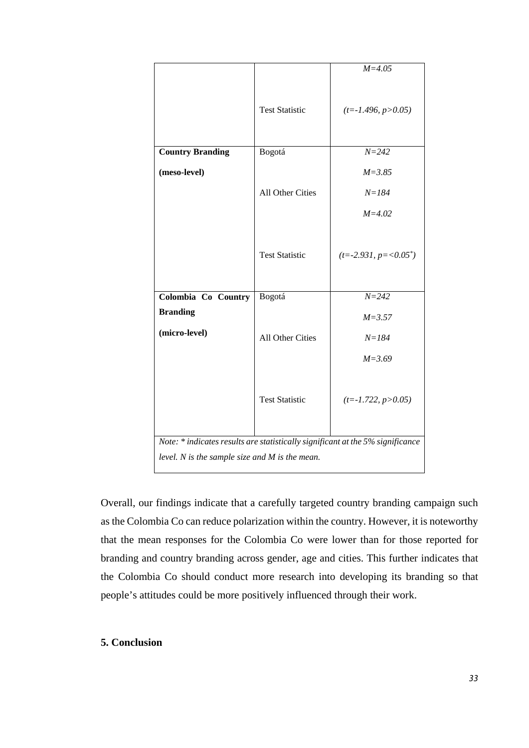| | | |
|---|---|---|
| | | $M=4.05$ |
| | Test Statistic | $(t=-1.496, p>0.05)$ |
| **Country Branding (meso-level)** | Bogotá | $N=242$ |
| | | $M=3.85$ |
| | All Other Cities | $N=184$ |
| | | $M=4.02$ |
| | Test Statistic | $(t=-2.931, p=<0.05^{*})$ |
| **Colombia Co Country Branding (micro-level)** | Bogotá | $N=242$ |
| | | $M=3.57$ |
| | All Other Cities | $N=184$ |
| | | $M=3.69$ |
| | Test Statistic | $(t=-1.722, p>0.05)$ |

*Note: \* indicates results are statistically significant at the 5% significance level. N is the sample size and M is the mean.*

Overall, our findings indicate that a carefully targeted country branding campaign such as the Colombia Co can reduce polarization within the country. However, it is noteworthy that the mean responses for the Colombia Co were lower than for those reported for branding and country branding across gender, age and cities. This further indicates that the Colombia Co should conduct more research into developing its branding so that people's attitudes could be more positively influenced through their work.

## 5. Conclusion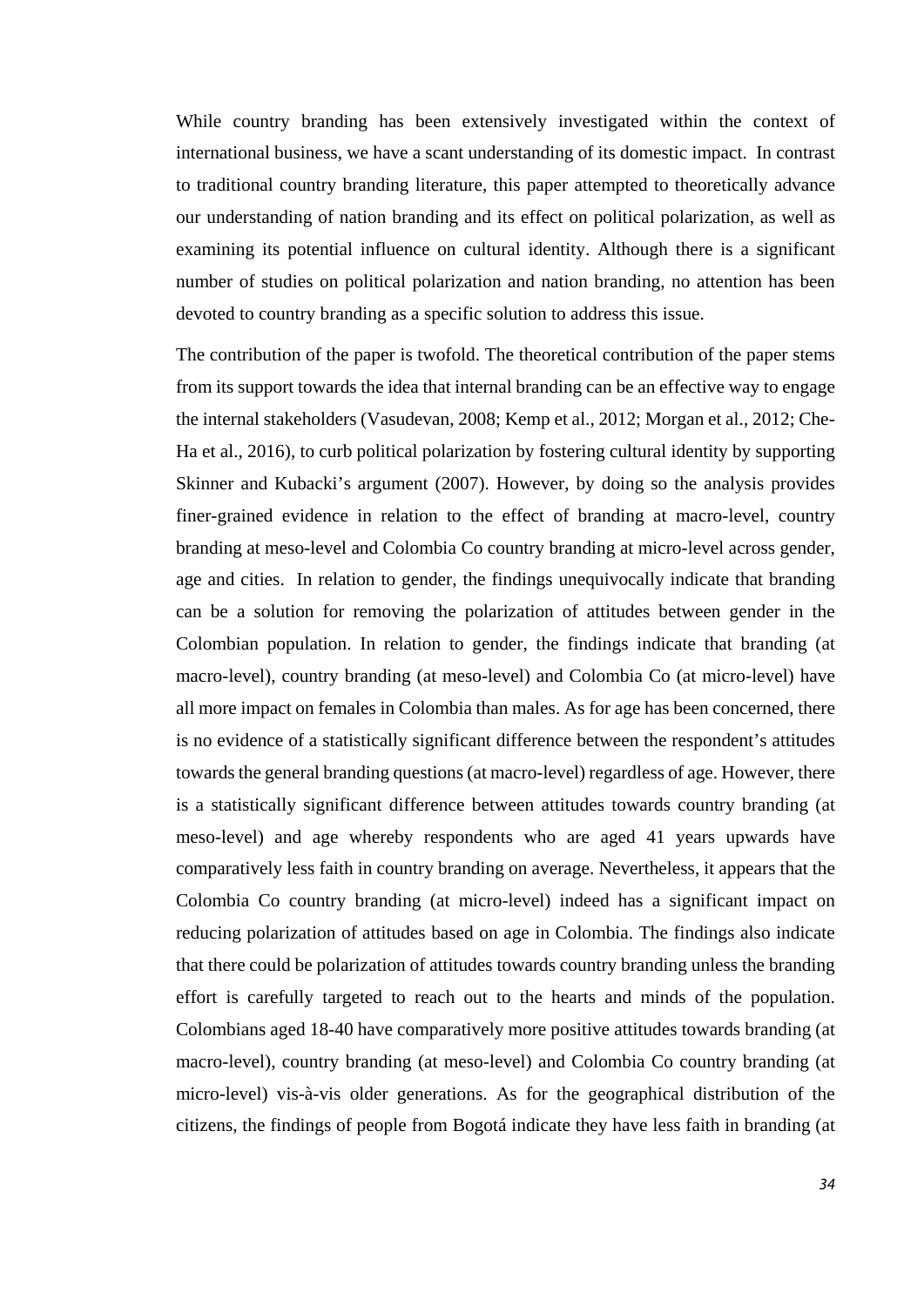While country branding has been extensively investigated within the context of international business, we have a scant understanding of its domestic impact. In contrast to traditional country branding literature, this paper attempted to theoretically advance our understanding of nation branding and its effect on political polarization, as well as examining its potential influence on cultural identity. Although there is a significant number of studies on political polarization and nation branding, no attention has been devoted to country branding as a specific solution to address this issue.

The contribution of the paper is twofold. The theoretical contribution of the paper stems from its support towards the idea that internal branding can be an effective way to engage the internal stakeholders (Vasudevan, 2008; Kemp et al., 2012; Morgan et al., 2012; Che-Ha et al., 2016), to curb political polarization by fostering cultural identity by supporting Skinner and Kubacki's argument (2007). However, by doing so the analysis provides finer-grained evidence in relation to the effect of branding at macro-level, country branding at meso-level and Colombia Co country branding at micro-level across gender, age and cities. In relation to gender, the findings unequivocally indicate that branding can be a solution for removing the polarization of attitudes between gender in the Colombian population. In relation to gender, the findings indicate that branding (at macro-level), country branding (at meso-level) and Colombia Co (at micro-level) have all more impact on females in Colombia than males. As for age has been concerned, there is no evidence of a statistically significant difference between the respondent's attitudes towards the general branding questions (at macro-level) regardless of age. However, there is a statistically significant difference between attitudes towards country branding (at meso-level) and age whereby respondents who are aged 41 years upwards have comparatively less faith in country branding on average. Nevertheless, it appears that the Colombia Co country branding (at micro-level) indeed has a significant impact on reducing polarization of attitudes based on age in Colombia. The findings also indicate that there could be polarization of attitudes towards country branding unless the branding effort is carefully targeted to reach out to the hearts and minds of the population. Colombians aged 18-40 have comparatively more positive attitudes towards branding (at macro-level), country branding (at meso-level) and Colombia Co country branding (at micro-level) vis-à-vis older generations. As for the geographical distribution of the citizens, the findings of people from Bogotá indicate they have less faith in branding (at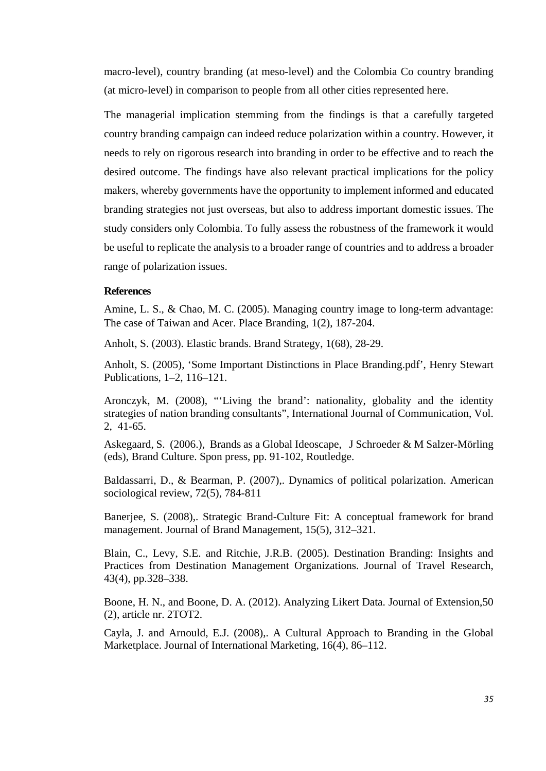macro-level), country branding (at meso-level) and the Colombia Co country branding (at micro-level) in comparison to people from all other cities represented here.

The managerial implication stemming from the findings is that a carefully targeted country branding campaign can indeed reduce polarization within a country. However, it needs to rely on rigorous research into branding in order to be effective and to reach the desired outcome. The findings have also relevant practical implications for the policy makers, whereby governments have the opportunity to implement informed and educated branding strategies not just overseas, but also to address important domestic issues. The study considers only Colombia. To fully assess the robustness of the framework it would be useful to replicate the analysis to a broader range of countries and to address a broader range of polarization issues.

**References**

Amine, L. S., & Chao, M. C. (2005). Managing country image to long-term advantage: The case of Taiwan and Acer. Place Branding, 1(2), 187-204.

Anholt, S. (2003). Elastic brands. Brand Strategy, 1(68), 28-29.

Anholt, S. (2005), 'Some Important Distinctions in Place Branding.pdf', Henry Stewart Publications, 1–2, 116–121.

Aronczyk, M. (2008), "'Living the brand': nationality, globality and the identity strategies of nation branding consultants", International Journal of Communication, Vol. 2, 41-65.

Askegaard, S. (2006.), Brands as a Global Ideoscape, J Schroeder & M Salzer-Mörling (eds), Brand Culture. Spon press, pp. 91-102, Routledge.

Baldassarri, D., & Bearman, P. (2007),. Dynamics of political polarization. American sociological review, 72(5), 784-811

Banerjee, S. (2008),. Strategic Brand-Culture Fit: A conceptual framework for brand management. Journal of Brand Management, 15(5), 312–321.

Blain, C., Levy, S.E. and Ritchie, J.R.B. (2005). Destination Branding: Insights and Practices from Destination Management Organizations. Journal of Travel Research, 43(4), pp.328–338.

Boone, H. N., and Boone, D. A. (2012). Analyzing Likert Data. Journal of Extension,50 (2), article nr. 2TOT2.

Cayla, J. and Arnould, E.J. (2008),. A Cultural Approach to Branding in the Global Marketplace. Journal of International Marketing, 16(4), 86–112.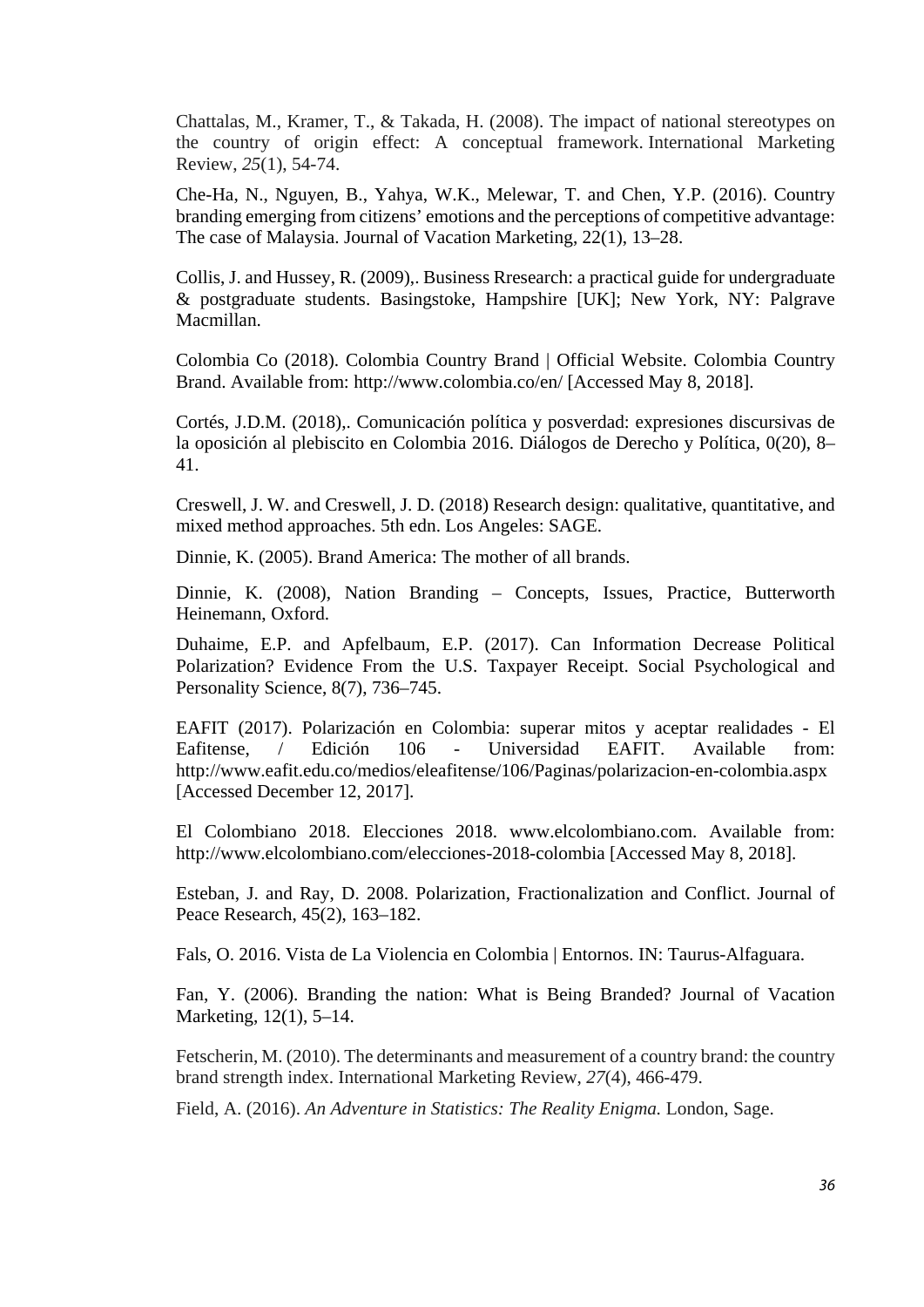Chattalas, M., Kramer, T., & Takada, H. (2008). The impact of national stereotypes on the country of origin effect: A conceptual framework. International Marketing Review, *25*(1), 54-74.

Che-Ha, N., Nguyen, B., Yahya, W.K., Melewar, T. and Chen, Y.P. (2016). Country branding emerging from citizens' emotions and the perceptions of competitive advantage: The case of Malaysia. Journal of Vacation Marketing, 22(1), 13–28.

Collis, J. and Hussey, R. (2009),. Business Rresearch: a practical guide for undergraduate & postgraduate students. Basingstoke, Hampshire [UK]; New York, NY: Palgrave Macmillan.

Colombia Co (2018). Colombia Country Brand | Official Website. Colombia Country Brand. Available from: http://www.colombia.co/en/ [Accessed May 8, 2018].

Cortés, J.D.M. (2018),. Comunicación política y posverdad: expresiones discursivas de la oposición al plebiscito en Colombia 2016. Diálogos de Derecho y Política, 0(20), 8–41.

Creswell, J. W. and Creswell, J. D. (2018) Research design: qualitative, quantitative, and mixed method approaches. 5th edn. Los Angeles: SAGE.

Dinnie, K. (2005). Brand America: The mother of all brands.

Dinnie, K. (2008), Nation Branding – Concepts, Issues, Practice, Butterworth Heinemann, Oxford.

Duhaime, E.P. and Apfelbaum, E.P. (2017). Can Information Decrease Political Polarization? Evidence From the U.S. Taxpayer Receipt. Social Psychological and Personality Science, 8(7), 736–745.

EAFIT (2017). Polarización en Colombia: superar mitos y aceptar realidades - El Eafitense, / Edición 106 - Universidad EAFIT. Available from: http://www.eafit.edu.co/medios/eleafitense/106/Paginas/polarizacion-en-colombia.aspx [Accessed December 12, 2017].

El Colombiano 2018. Elecciones 2018. www.elcolombiano.com. Available from: http://www.elcolombiano.com/elecciones-2018-colombia [Accessed May 8, 2018].

Esteban, J. and Ray, D. 2008. Polarization, Fractionalization and Conflict. Journal of Peace Research, 45(2), 163–182.

Fals, O. 2016. Vista de La Violencia en Colombia | Entornos. IN: Taurus-Alfaguara.

Fan, Y. (2006). Branding the nation: What is Being Branded? Journal of Vacation Marketing, 12(1), 5–14.

Fetscherin, M. (2010). The determinants and measurement of a country brand: the country brand strength index. International Marketing Review, *27*(4), 466-479.

Field, A. (2016). *An Adventure in Statistics: The Reality Enigma.* London, Sage.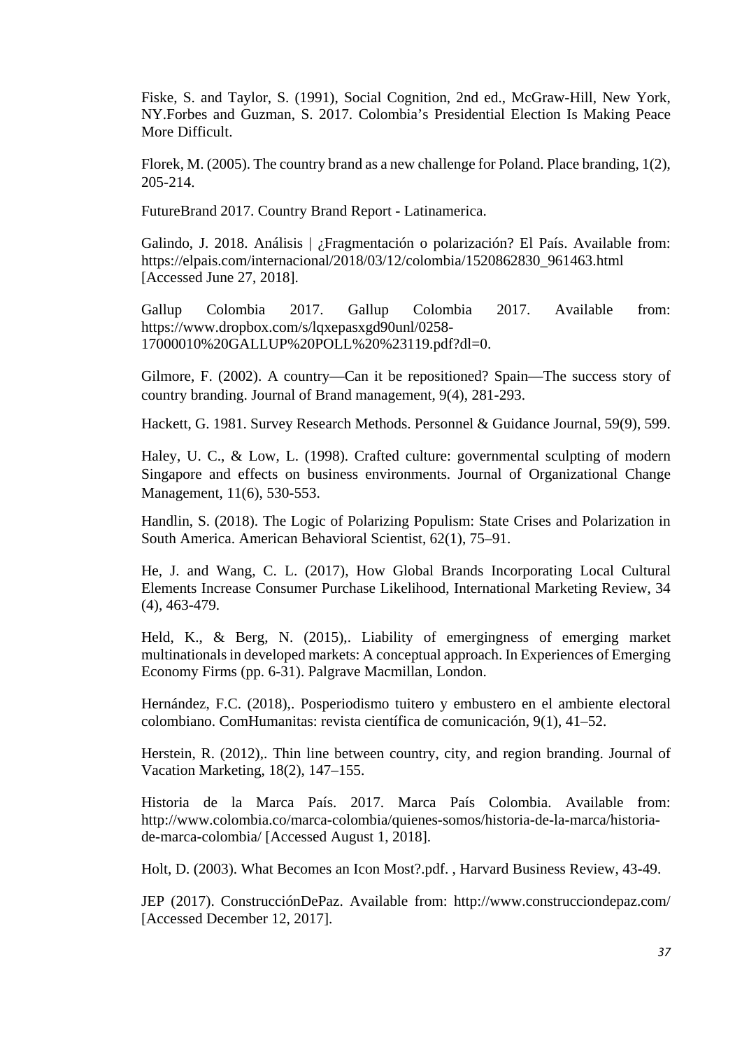Fiske, S. and Taylor, S. (1991), Social Cognition, 2nd ed., McGraw-Hill, New York, NY.Forbes and Guzman, S. 2017. Colombia's Presidential Election Is Making Peace More Difficult.

Florek, M. (2005). The country brand as a new challenge for Poland. Place branding, 1(2), 205-214.

FutureBrand 2017. Country Brand Report - Latinamerica.

Galindo, J. 2018. Análisis | ¿Fragmentación o polarización? El País. Available from: https://elpais.com/internacional/2018/03/12/colombia/1520862830_961463.html [Accessed June 27, 2018].

Gallup Colombia 2017. Gallup Colombia 2017. Available from: https://www.dropbox.com/s/lqxepasxgd90unl/0258-17000010%20GALLUP%20POLL%20%23119.pdf?dl=0.

Gilmore, F. (2002). A country—Can it be repositioned? Spain—The success story of country branding. Journal of Brand management, 9(4), 281-293.

Hackett, G. 1981. Survey Research Methods. Personnel & Guidance Journal, 59(9), 599.

Haley, U. C., & Low, L. (1998). Crafted culture: governmental sculpting of modern Singapore and effects on business environments. Journal of Organizational Change Management, 11(6), 530-553.

Handlin, S. (2018). The Logic of Polarizing Populism: State Crises and Polarization in South America. American Behavioral Scientist, 62(1), 75–91.

He, J. and Wang, C. L. (2017), How Global Brands Incorporating Local Cultural Elements Increase Consumer Purchase Likelihood, International Marketing Review, 34 (4), 463-479.

Held, K., & Berg, N. (2015),. Liability of emergingness of emerging market multinationals in developed markets: A conceptual approach. In Experiences of Emerging Economy Firms (pp. 6-31). Palgrave Macmillan, London.

Hernández, F.C. (2018),. Posperiodismo tuitero y embustero en el ambiente electoral colombiano. ComHumanitas: revista científica de comunicación, 9(1), 41–52.

Herstein, R. (2012),. Thin line between country, city, and region branding. Journal of Vacation Marketing, 18(2), 147–155.

Historia de la Marca País. 2017. Marca País Colombia. Available from: http://www.colombia.co/marca-colombia/quienes-somos/historia-de-la-marca/historia-de-marca-colombia/ [Accessed August 1, 2018].

Holt, D. (2003). What Becomes an Icon Most?.pdf. , Harvard Business Review, 43-49.

JEP (2017). ConstrucciónDePaz. Available from: http://www.construcciondepaz.com/ [Accessed December 12, 2017].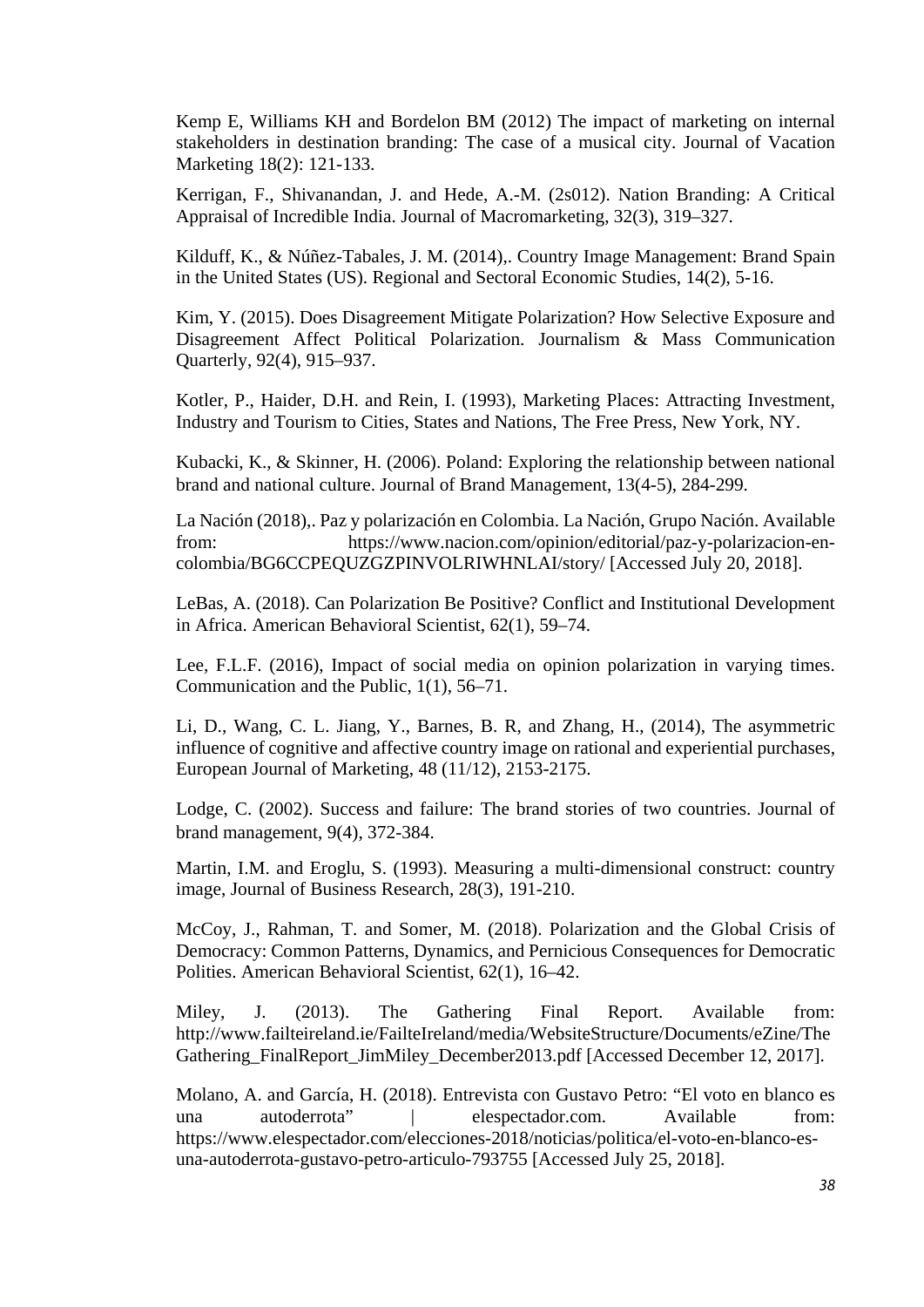Kemp E, Williams KH and Bordelon BM (2012) The impact of marketing on internal stakeholders in destination branding: The case of a musical city. Journal of Vacation Marketing 18(2): 121-133.

Kerrigan, F., Shivanandan, J. and Hede, A.-M. (2s012). Nation Branding: A Critical Appraisal of Incredible India. Journal of Macromarketing, 32(3), 319–327.

Kilduff, K., & Núñez-Tabales, J. M. (2014),. Country Image Management: Brand Spain in the United States (US). Regional and Sectoral Economic Studies, 14(2), 5-16.

Kim, Y. (2015). Does Disagreement Mitigate Polarization? How Selective Exposure and Disagreement Affect Political Polarization. Journalism & Mass Communication Quarterly, 92(4), 915–937.

Kotler, P., Haider, D.H. and Rein, I. (1993), Marketing Places: Attracting Investment, Industry and Tourism to Cities, States and Nations, The Free Press, New York, NY.

Kubacki, K., & Skinner, H. (2006). Poland: Exploring the relationship between national brand and national culture. Journal of Brand Management, 13(4-5), 284-299.

La Nación (2018),. Paz y polarización en Colombia. La Nación, Grupo Nación. Available from: https://www.nacion.com/opinion/editorial/paz-y-polarizacion-en-colombia/BG6CCPEQUZGZPINVOLRIWHNLAI/story/ [Accessed July 20, 2018].

LeBas, A. (2018). Can Polarization Be Positive? Conflict and Institutional Development in Africa. American Behavioral Scientist, 62(1), 59–74.

Lee, F.L.F. (2016), Impact of social media on opinion polarization in varying times. Communication and the Public, 1(1), 56–71.

Li, D., Wang, C. L. Jiang, Y., Barnes, B. R, and Zhang, H., (2014), The asymmetric influence of cognitive and affective country image on rational and experiential purchases, European Journal of Marketing, 48 (11/12), 2153-2175.

Lodge, C. (2002). Success and failure: The brand stories of two countries. Journal of brand management, 9(4), 372-384.

Martin, I.M. and Eroglu, S. (1993). Measuring a multi-dimensional construct: country image, Journal of Business Research, 28(3), 191-210.

McCoy, J., Rahman, T. and Somer, M. (2018). Polarization and the Global Crisis of Democracy: Common Patterns, Dynamics, and Pernicious Consequences for Democratic Polities. American Behavioral Scientist, 62(1), 16–42.

Miley, J. (2013). The Gathering Final Report. Available from: http://www.failteireland.ie/FailteIreland/media/WebsiteStructure/Documents/eZine/TheGathering_FinalReport_JimMiley_December2013.pdf [Accessed December 12, 2017].

Molano, A. and García, H. (2018). Entrevista con Gustavo Petro: "El voto en blanco es una autoderrota" | elespectador.com. Available from: https://www.elespectador.com/elecciones-2018/noticias/politica/el-voto-en-blanco-es-una-autoderrota-gustavo-petro-articulo-793755 [Accessed July 25, 2018].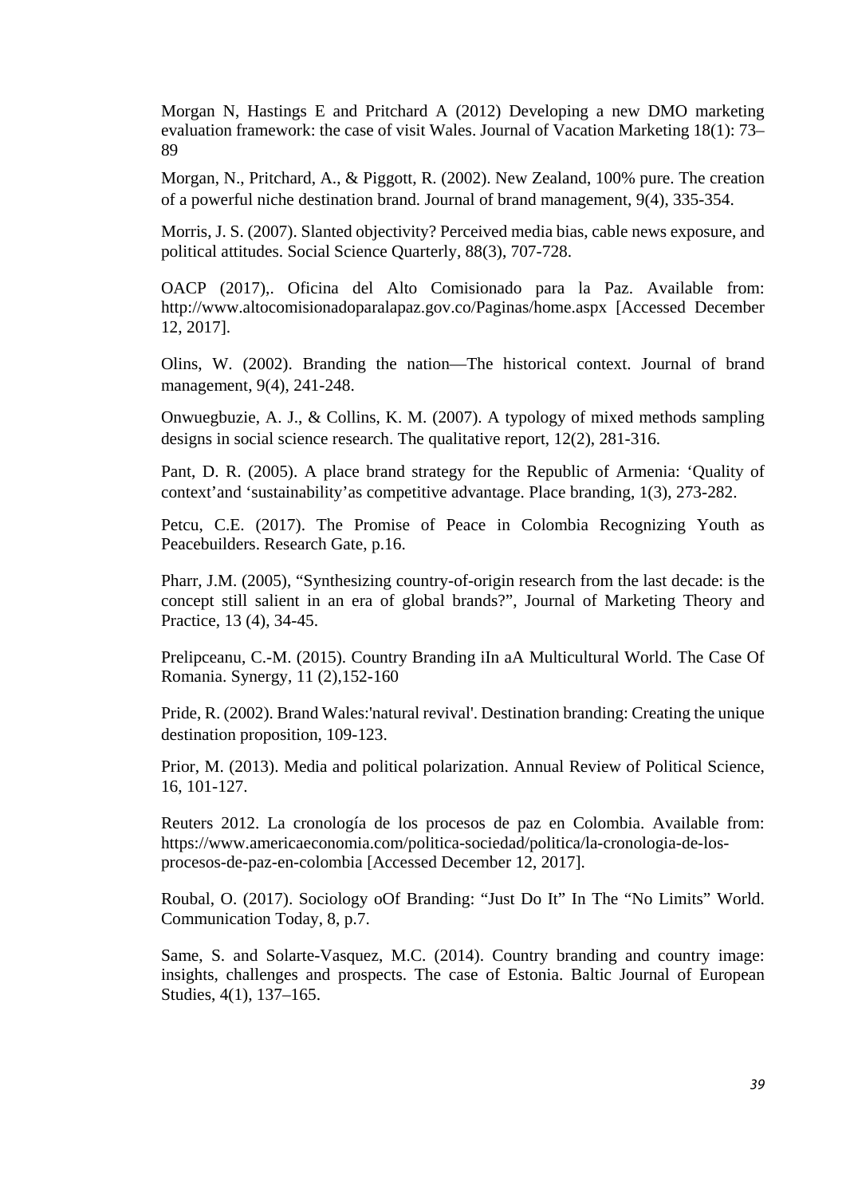Morgan N, Hastings E and Pritchard A (2012) Developing a new DMO marketing evaluation framework: the case of visit Wales. Journal of Vacation Marketing 18(1): 73–89

Morgan, N., Pritchard, A., & Piggott, R. (2002). New Zealand, 100% pure. The creation of a powerful niche destination brand. Journal of brand management, 9(4), 335-354.

Morris, J. S. (2007). Slanted objectivity? Perceived media bias, cable news exposure, and political attitudes. Social Science Quarterly, 88(3), 707-728.

OACP (2017),. Oficina del Alto Comisionado para la Paz. Available from: http://www.altocomisionadoparalapaz.gov.co/Paginas/home.aspx [Accessed December 12, 2017].

Olins, W. (2002). Branding the nation—The historical context. Journal of brand management, 9(4), 241-248.

Onwuegbuzie, A. J., & Collins, K. M. (2007). A typology of mixed methods sampling designs in social science research. The qualitative report, 12(2), 281-316.

Pant, D. R. (2005). A place brand strategy for the Republic of Armenia: 'Quality of context'and 'sustainability'as competitive advantage. Place branding, 1(3), 273-282.

Petcu, C.E. (2017). The Promise of Peace in Colombia Recognizing Youth as Peacebuilders. Research Gate, p.16.

Pharr, J.M. (2005), "Synthesizing country-of-origin research from the last decade: is the concept still salient in an era of global brands?", Journal of Marketing Theory and Practice, 13 (4), 34-45.

Prelipceanu, C.-M. (2015). Country Branding iIn aA Multicultural World. The Case Of Romania. Synergy, 11 (2),152-160

Pride, R. (2002). Brand Wales:'natural revival'. Destination branding: Creating the unique destination proposition, 109-123.

Prior, M. (2013). Media and political polarization. Annual Review of Political Science, 16, 101-127.

Reuters 2012. La cronología de los procesos de paz en Colombia. Available from: https://www.americaeconomia.com/politica-sociedad/politica/la-cronologia-de-los-procesos-de-paz-en-colombia [Accessed December 12, 2017].

Roubal, O. (2017). Sociology oOf Branding: "Just Do It" In The "No Limits" World. Communication Today, 8, p.7.

Same, S. and Solarte-Vasquez, M.C. (2014). Country branding and country image: insights, challenges and prospects. The case of Estonia. Baltic Journal of European Studies, 4(1), 137–165.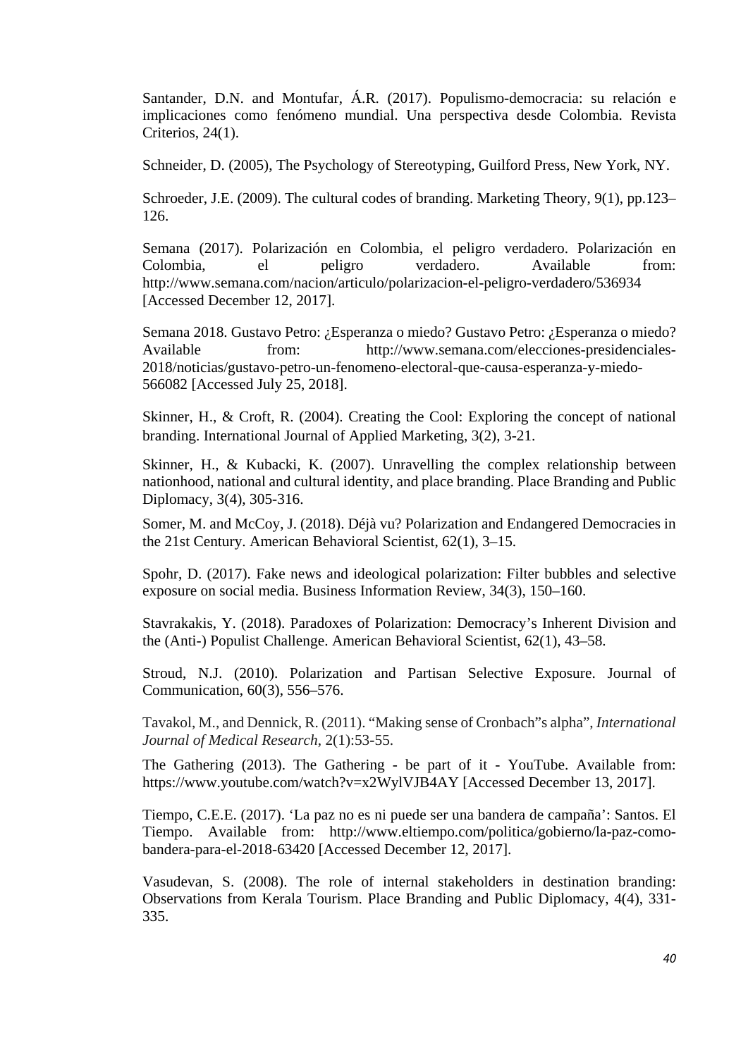Santander, D.N. and Montufar, Á.R. (2017). Populismo-democracia: su relación e implicaciones como fenómeno mundial. Una perspectiva desde Colombia. Revista Criterios, 24(1).

Schneider, D. (2005), The Psychology of Stereotyping, Guilford Press, New York, NY.

Schroeder, J.E. (2009). The cultural codes of branding. Marketing Theory, 9(1), pp.123–126.

Semana (2017). Polarización en Colombia, el peligro verdadero. Polarización en Colombia, el peligro verdadero. Available from: http://www.semana.com/nacion/articulo/polarizacion-el-peligro-verdadero/536934 [Accessed December 12, 2017].

Semana 2018. Gustavo Petro: ¿Esperanza o miedo? Gustavo Petro: ¿Esperanza o miedo? Available from: http://www.semana.com/elecciones-presidenciales-2018/noticias/gustavo-petro-un-fenomeno-electoral-que-causa-esperanza-y-miedo-566082 [Accessed July 25, 2018].

Skinner, H., & Croft, R. (2004). Creating the Cool: Exploring the concept of national branding. International Journal of Applied Marketing, 3(2), 3-21.

Skinner, H., & Kubacki, K. (2007). Unravelling the complex relationship between nationhood, national and cultural identity, and place branding. Place Branding and Public Diplomacy, 3(4), 305-316.

Somer, M. and McCoy, J. (2018). Déjà vu? Polarization and Endangered Democracies in the 21st Century. American Behavioral Scientist, 62(1), 3–15.

Spohr, D. (2017). Fake news and ideological polarization: Filter bubbles and selective exposure on social media. Business Information Review, 34(3), 150–160.

Stavrakakis, Y. (2018). Paradoxes of Polarization: Democracy's Inherent Division and the (Anti-) Populist Challenge. American Behavioral Scientist, 62(1), 43–58.

Stroud, N.J. (2010). Polarization and Partisan Selective Exposure. Journal of Communication, 60(3), 556–576.

Tavakol, M., and Dennick, R. (2011). "Making sense of Cronbach"s alpha", *International Journal of Medical Research*, 2(1):53-55.

The Gathering (2013). The Gathering - be part of it - YouTube. Available from: https://www.youtube.com/watch?v=x2WylVJB4AY [Accessed December 13, 2017].

Tiempo, C.E.E. (2017). 'La paz no es ni puede ser una bandera de campaña': Santos. El Tiempo. Available from: http://www.eltiempo.com/politica/gobierno/la-paz-como-bandera-para-el-2018-63420 [Accessed December 12, 2017].

Vasudevan, S. (2008). The role of internal stakeholders in destination branding: Observations from Kerala Tourism. Place Branding and Public Diplomacy, 4(4), 331-335.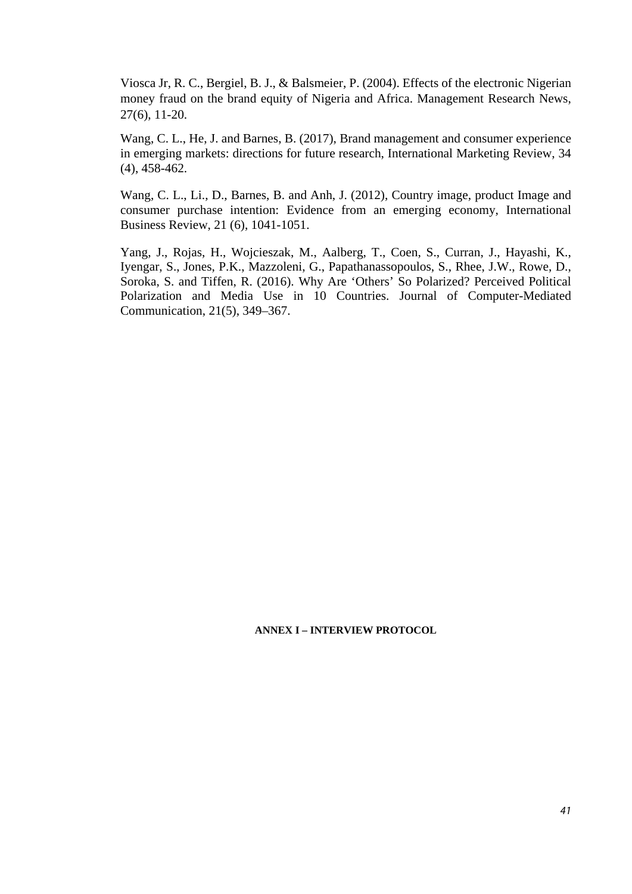Viosca Jr, R. C., Bergiel, B. J., & Balsmeier, P. (2004). Effects of the electronic Nigerian money fraud on the brand equity of Nigeria and Africa. Management Research News, 27(6), 11-20.

Wang, C. L., He, J. and Barnes, B. (2017), Brand management and consumer experience in emerging markets: directions for future research, International Marketing Review, 34 (4), 458-462.

Wang, C. L., Li., D., Barnes, B. and Anh, J. (2012), Country image, product Image and consumer purchase intention: Evidence from an emerging economy, International Business Review, 21 (6), 1041-1051.

Yang, J., Rojas, H., Wojcieszak, M., Aalberg, T., Coen, S., Curran, J., Hayashi, K., Iyengar, S., Jones, P.K., Mazzoleni, G., Papathanassopoulos, S., Rhee, J.W., Rowe, D., Soroka, S. and Tiffen, R. (2016). Why Are 'Others' So Polarized? Perceived Political Polarization and Media Use in 10 Countries. Journal of Computer-Mediated Communication, 21(5), 349–367.

**ANNEX I – INTERVIEW PROTOCOL**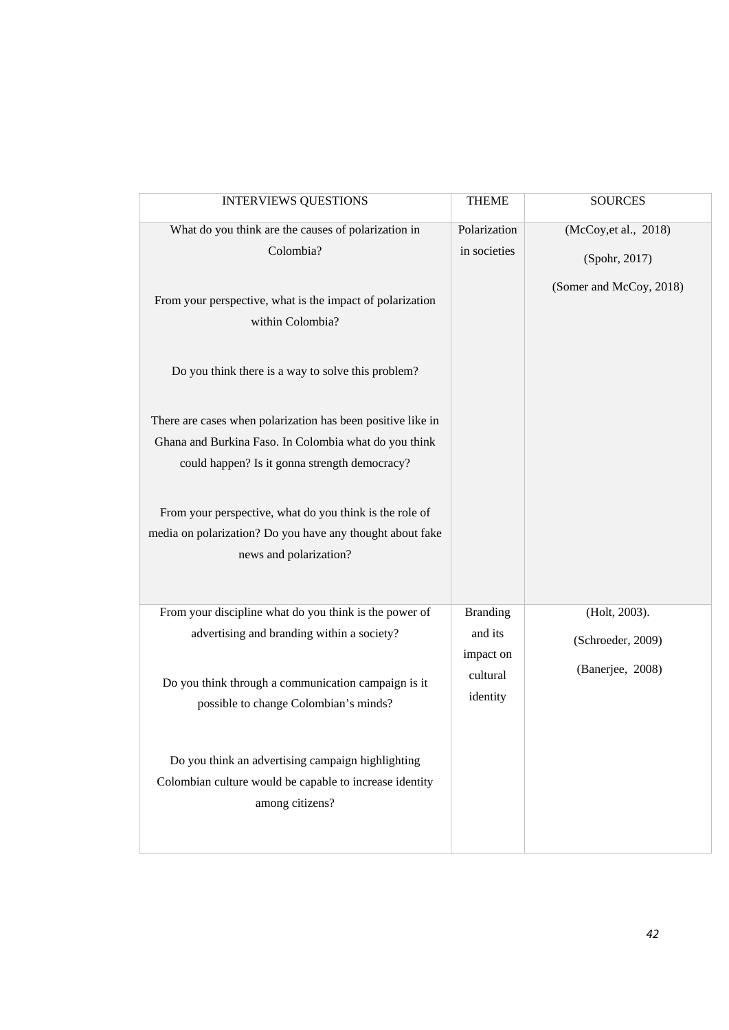| INTERVIEWS QUESTIONS | THEME | SOURCES |
|---|---|---|
| What do you think are the causes of polarization in Colombia?<br><br>From your perspective, what is the impact of polarization within Colombia?<br><br>Do you think there is a way to solve this problem?<br><br>There are cases when polarization has been positive like in Ghana and Burkina Faso. In Colombia what do you think could happen? Is it gonna strength democracy?<br><br>From your perspective, what do you think is the role of media on polarization? Do you have any thought about fake news and polarization? | Polarization in societies | (McCoy,et al., 2018)<br>(Spohr, 2017)<br>(Somer and McCoy, 2018) |
| From your discipline what do you think is the power of advertising and branding within a society?<br><br>Do you think through a communication campaign is it possible to change Colombian's minds?<br><br>Do you think an advertising campaign highlighting Colombian culture would be capable to increase identity among citizens? | Branding and its impact on cultural identity | (Holt, 2003).<br>(Schroeder, 2009)<br>(Banerjee, 2008) |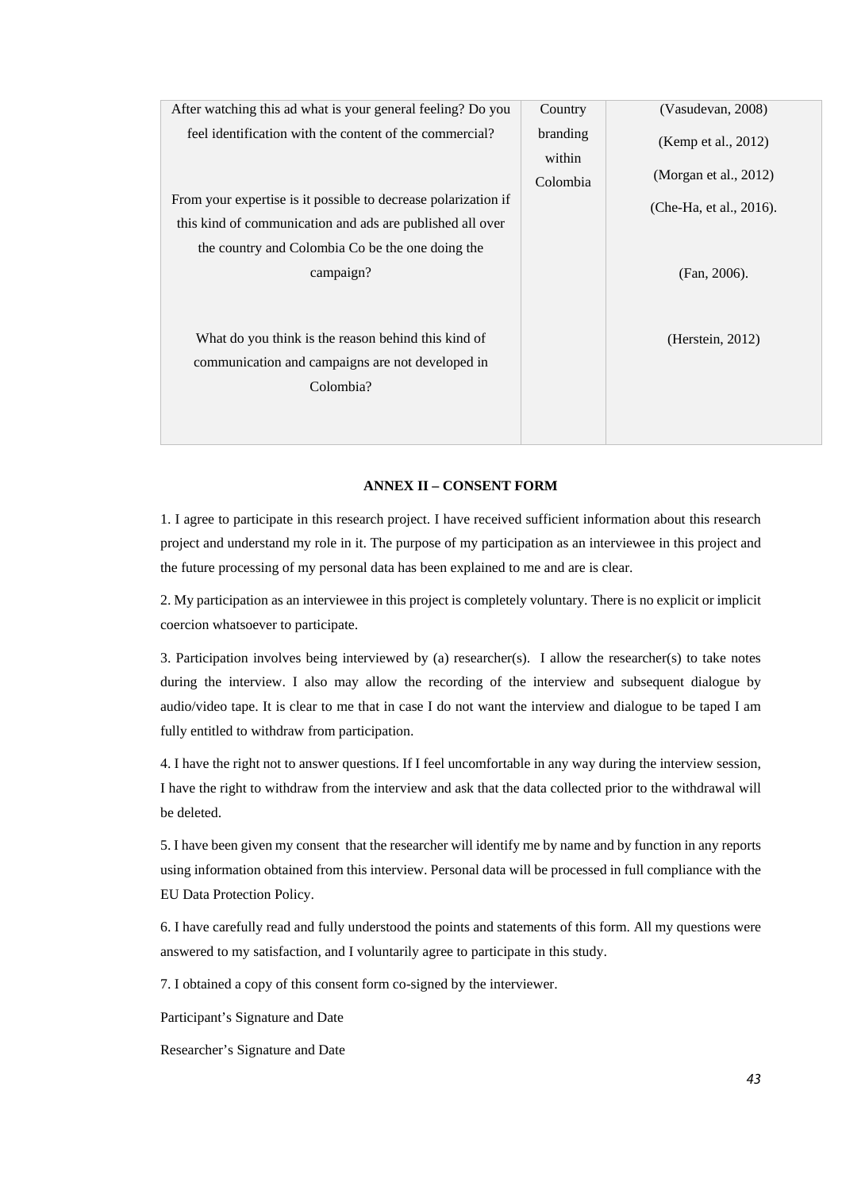| | | |
|---|---|---|
| After watching this ad what is your general feeling? Do you feel identification with the content of the commercial?<br><br>From your expertise is it possible to decrease polarization if this kind of communication and ads are published all over the country and Colombia Co be the one doing the campaign?<br><br>What do you think is the reason behind this kind of communication and campaigns are not developed in Colombia? | Country branding within Colombia | (Vasudevan, 2008)<br>(Kemp et al., 2012)<br>(Morgan et al., 2012)<br>(Che-Ha, et al., 2016).<br><br>(Fan, 2006).<br><br>(Herstein, 2012) |

**ANNEX II – CONSENT FORM**

1. I agree to participate in this research project. I have received sufficient information about this research project and understand my role in it. The purpose of my participation as an interviewee in this project and the future processing of my personal data has been explained to me and are is clear.

2. My participation as an interviewee in this project is completely voluntary. There is no explicit or implicit coercion whatsoever to participate.

3. Participation involves being interviewed by (a) researcher(s). I allow the researcher(s) to take notes during the interview. I also may allow the recording of the interview and subsequent dialogue by audio/video tape. It is clear to me that in case I do not want the interview and dialogue to be taped I am fully entitled to withdraw from participation.

4. I have the right not to answer questions. If I feel uncomfortable in any way during the interview session, I have the right to withdraw from the interview and ask that the data collected prior to the withdrawal will be deleted.

5. I have been given my consent that the researcher will identify me by name and by function in any reports using information obtained from this interview. Personal data will be processed in full compliance with the EU Data Protection Policy.

6. I have carefully read and fully understood the points and statements of this form. All my questions were answered to my satisfaction, and I voluntarily agree to participate in this study.

7. I obtained a copy of this consent form co-signed by the interviewer.

Participant's Signature and Date

Researcher's Signature and Date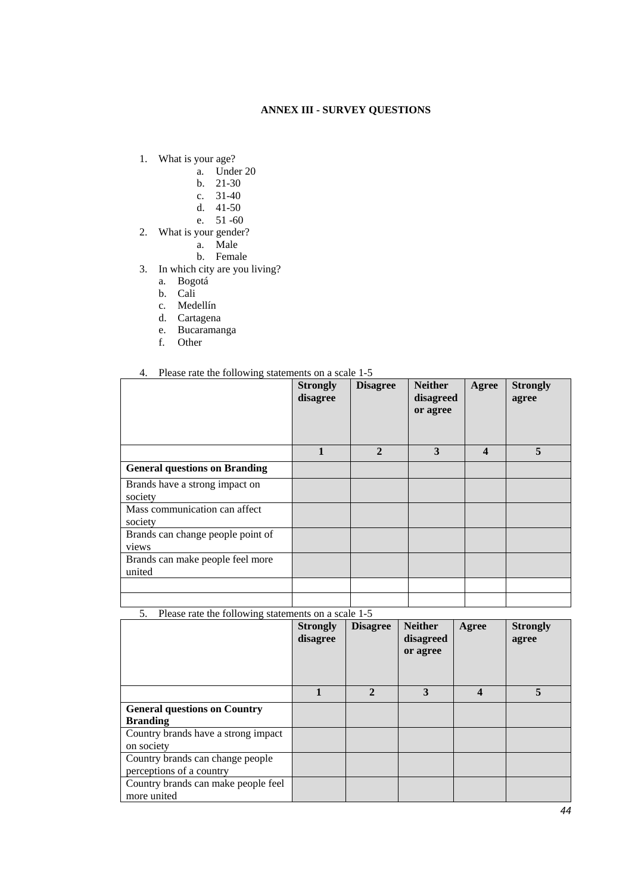# ANNEX III - SURVEY QUESTIONS

1. What is your age?
   a. Under 20
   b. 21-30
   c. 31-40
   d. 41-50
   e. 51 -60
2. What is your gender?
   a. Male
   b. Female
3. In which city are you living?
   a. Bogotá
   b. Cali
   c. Medellín
   d. Cartagena
   e. Bucaramanga
   f. Other

4. Please rate the following statements on a scale 1-5

| | **Strongly disagree** | **Disagree** | **Neither disagreed or agree** | **Agree** | **Strongly agree** |
|---|---|---|---|---|---|
| | **1** | **2** | **3** | **4** | **5** |
| **General questions on Branding** | | | | | |
| Brands have a strong impact on society | | | | | |
| Mass communication can affect society | | | | | |
| Brands can change people point of views | | | | | |
| Brands can make people feel more united | | | | | |
| | | | | | |
| | | | | | |

5. Please rate the following statements on a scale 1-5

| | **Strongly disagree** | **Disagree** | **Neither disagreed or agree** | **Agree** | **Strongly agree** |
|---|---|---|---|---|---|
| | **1** | **2** | **3** | **4** | **5** |
| **General questions on Country Branding** | | | | | |
| Country brands have a strong impact on society | | | | | |
| Country brands can change people perceptions of a country | | | | | |
| Country brands can make people feel more united | | | | | |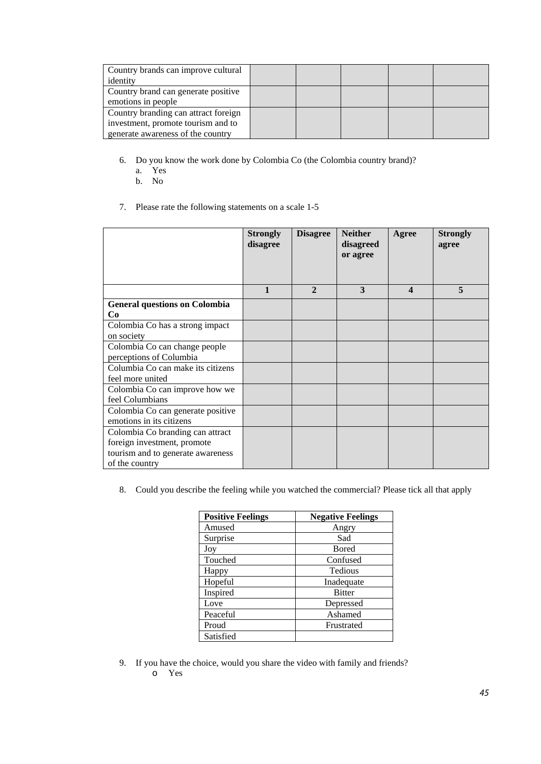| | | | | | |
|---|---|---|---|---|---|
| Country brands can improve cultural identity | | | | | |
| Country brand can generate positive emotions in people | | | | | |
| Country branding can attract foreign investment, promote tourism and to generate awareness of the country | | | | | |

6. Do you know the work done by Colombia Co (the Colombia country brand)?
   a. Yes
   b. No

7. Please rate the following statements on a scale 1-5

| | **Strongly disagree** | **Disagree** | **Neither disagreed or agree** | **Agree** | **Strongly agree** |
|---|---|---|---|---|---|
| | **1** | **2** | **3** | **4** | **5** |
| **General questions on Colombia Co** | | | | | |
| Colombia Co has a strong impact on society | | | | | |
| Colombia Co can change people perceptions of Columbia | | | | | |
| Columbia Co can make its citizens feel more united | | | | | |
| Colombia Co can improve how we feel Columbians | | | | | |
| Colombia Co can generate positive emotions in its citizens | | | | | |
| Colombia Co branding can attract foreign investment, promote tourism and to generate awareness of the country | | | | | |

8. Could you describe the feeling while you watched the commercial? Please tick all that apply

| **Positive Feelings** | **Negative Feelings** |
|---|---|
| Amused | Angry |
| Surprise | Sad |
| Joy | Bored |
| Touched | Confused |
| Happy | Tedious |
| Hopeful | Inadequate |
| Inspired | Bitter |
| Love | Depressed |
| Peaceful | Ashamed |
| Proud | Frustrated |
| Satisfied | |

9. If you have the choice, would you share the video with family and friends?
   - Yes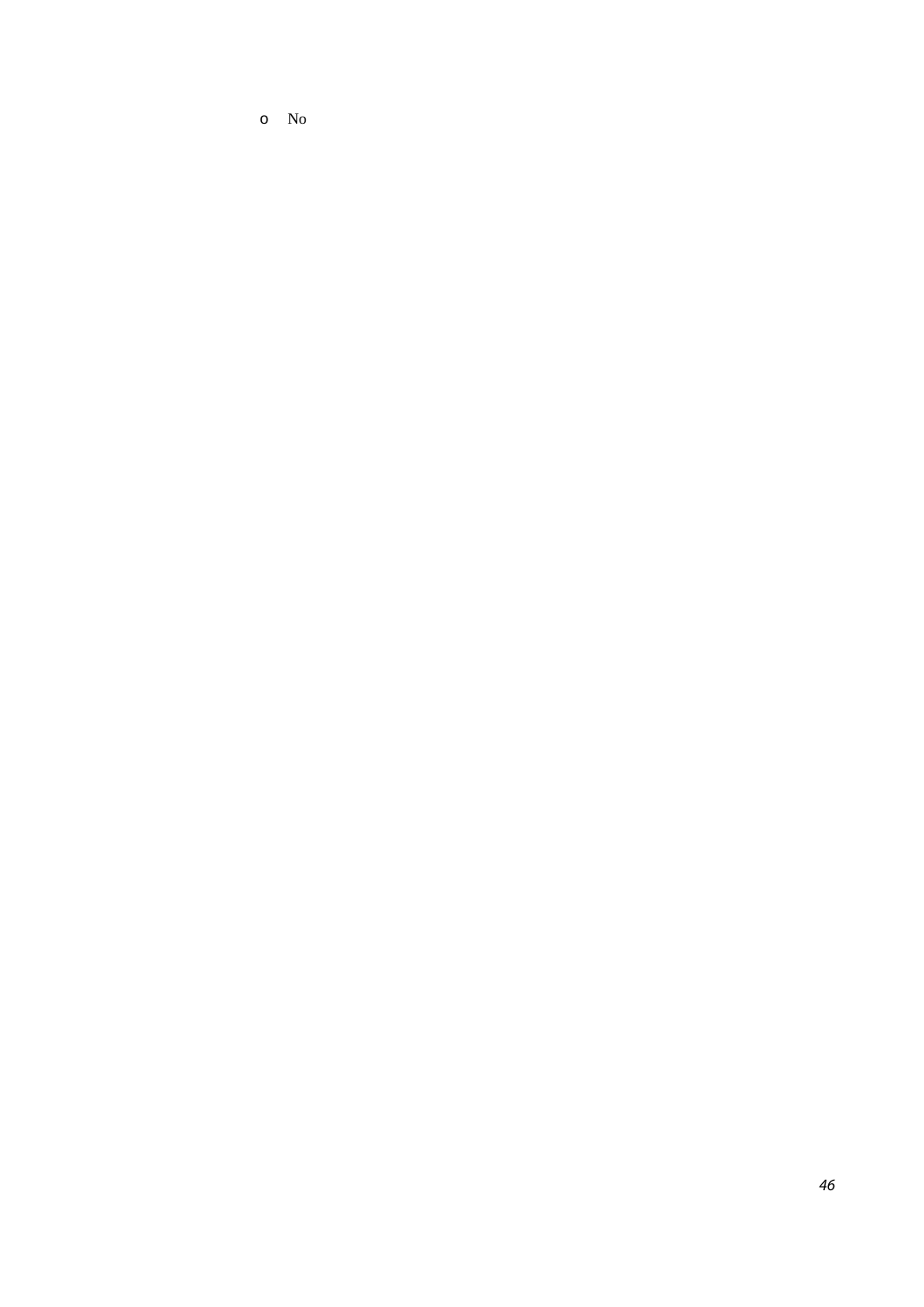- No